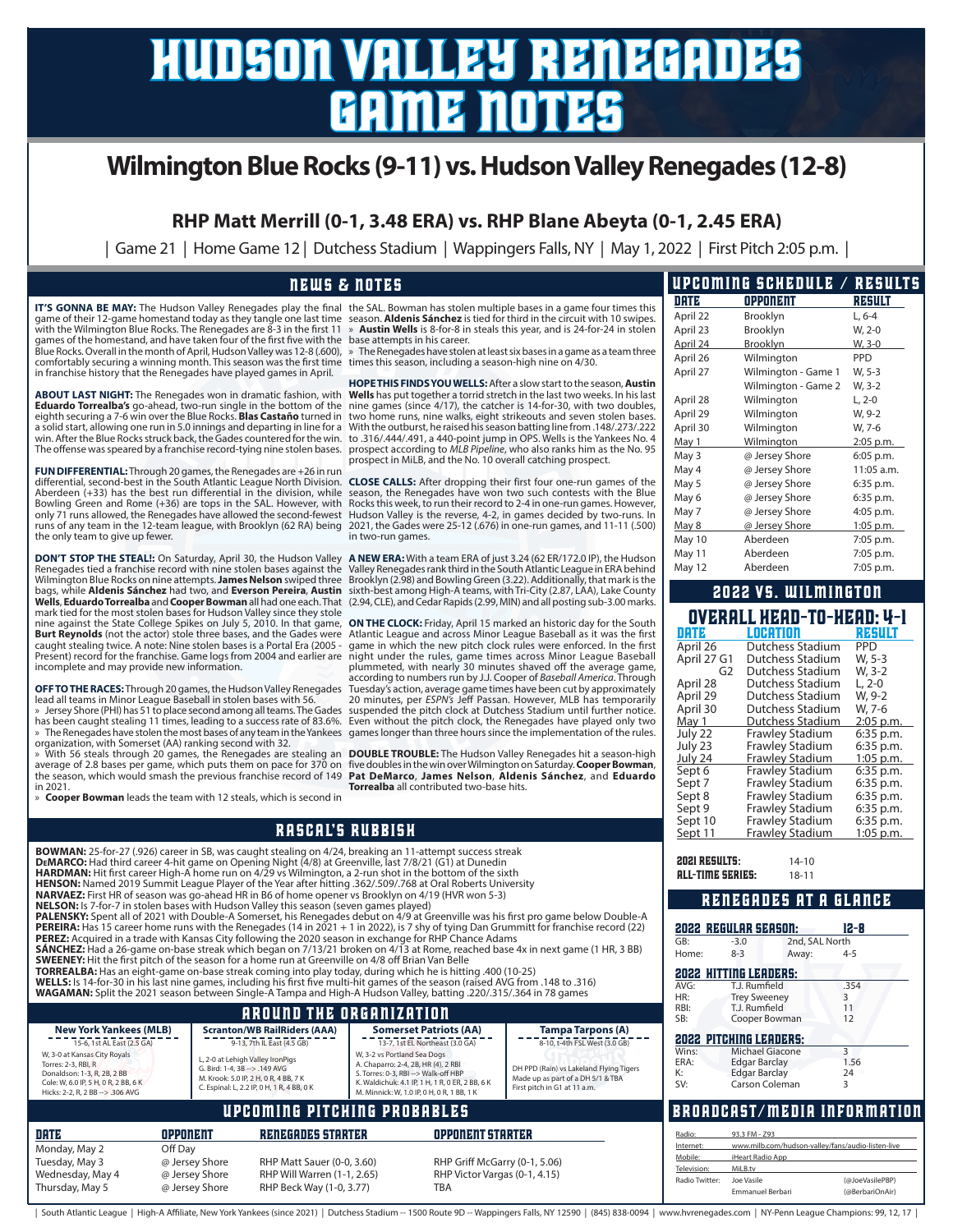# HUDSON VALLEY RENEGADES GAME NOTES

## Wilmington Blue Rocks (9-11) vs. Hudson Valley Renegades (12-8)

### RHP Matt Merrill (0-1, 3.48 ERA) vs. RHP Blane Abeyta (0-1, 2.45 ERA)

| Game 21 | Home Game 12 | Dutchess Stadium | Wappingers Falls, NY | May 1, 2022 | First Pitch 2:05 p.m. |

## NEWS & NOTES

**IT'S GONNA BE MAY:** The Hudson Valley Renegades play the final game of their 12-game homestand today as they tangle one last time with the Wilmington Blue Rocks. The Renegades are 8-3 in the first 11 games of the homestand, and have taken four of the first five with the Blue Rocks. Overall in the month of April, Hudson Valley was 12-8 (.600), comfortably securing a winning month. This season was the first time in franchise history that the Renegades have played games in April.

**ABOUT LAST NIGHT:** The Renegades won in dramatic fashion, with **Eduardo Torrealba's** go-ahead, two-run single in the bottom of the eighth securing a 7-6 win over the Blue Rocks. **Blas Castaño** turned in a solid start, allowing one run in 5.0 innings and departing in line for a win. After the Blue Rocks struck back, the Gades countered for the win. The offense was speared by a franchise-record-tying nine stolen bases.

**FUN DIFFERENTIAL:** Through 20 games, the Renegades are +26 in run differential, second-best in the South Atlantic League North Division. Aberdeen (+33) has the best run differential in the division, while Bowling Green and Rome (+36) are tops in the SAL. However, with only 71 runs allowed, the Renegades have allowed the second-fewest runs of any team in the 12-team league, with Brooklyn (62 RA) being the only team to give up fewer.

**DON'T STOP THE STEAL!:** On Saturday, April 30, the Hudson Valley Renegades tied a franchise record with nine stolen bases against the Wilmington Blue Rocks on nine attempts. **James Nelson** swiped three bags, while **Aldenis Sánchez** had two, and **Everson Pereira**, **Austin Wells**, **Eduardo Torrealba** and **Cooper Bowman** all had one each. That mark tied for the most stolen bases for Hudson Valley since they stole nine against the State College Spikes on July 5, 2010. In that game, **Burt Reynolds** (not the actor) stole three bases, and the Gades were caught stealing twice. A note: Nine stolen bases is a Portal Era (2005 - Present) record for the franchise. Game logs from 2004 and earlier are incomplete and may provide new information.

**OFF TO THE RACES:** Through 20 games, the Hudson Valley Renegades lead all teams in Minor League Baseball in stolen bases with 56.

» Jersey Shore (PHI) has 51 to place second among all teams. The Gades have been caught stealing 11 times, leading to a success rate of 83.6%.

» The Renegades have stolen the most bases of any team in the Yankees organization, with Somerset (AA) ranking second with 32.

» With 56 steals through 20 games, the Renegades are stealing an average of 2.8 bases per game, which puts them on pace for 370 on the season, which would smash the previous franchise record of 149 in 2021.

» **Cooper Bowman** leads the team with 12 steals, which is second in the SAL. Bowman has stolen multiple bases in a game four times this season. **Aldenis Sánchez** is tied for third in the circuit with 10 swipes.

» **Austin Wells** is 8-for-8 in steals this year, and is 24-for-24 in stolen base attempts in his career.

» The Renegades have stolen at least six bases in a game as a team three times this season, including a season-high nine on 4/30.

**HOPE THIS FINDS YOU WELLS:** After a slow start to the season, **Austin Wells** has put together a torrid stretch in the last two weeks. In his last nine games (since 4/17), the catcher is 14-for-30, with two doubles, two home runs, nine walks, eight strikeouts and seven stolen bases. With the outburst, he raised his season batting line from .148/.273/.222 to .316/.444/.491, a 440-point jump in OPS. Wells is the Yankees No. 4 prospect according to *MLB Pipeline*, who also ranks him as the No. 95 prospect in MiLB, and the No. 10 overall catching prospect.

**CLOSE CALLS:** After dropping their first four one-run games of the season, the Renegades have won two such contests with the Blue Rocks this week, to run their record to 2-4 in one-run games. However, Hudson Valley is the reverse, 4-2, in games decided by two-runs. In 2021, the Gades were 25-12 (.676) in one-run games, and 11-11 (.500) in two-run games.

**A NEW ERA:** With a team ERA of just 3.24 (62 ER/172.0 IP), the Hudson Valley Renegades rank third in the South Atlantic League in ERA behind Brooklyn (2.98) and Bowling Green (3.22). Additionally, that mark is the sixth-best among High-A teams, with Tri-City (2.87, LAA), Lake County (2.94, CLE), and Cedar Rapids (2.99, MIN) and all posting sub-3.00 marks.

**ON THE CLOCK:** Friday, April 15 marked an historic day for the South Atlantic League and across Minor League Baseball as it was the first game in which the new pitch clock rules were enforced. In the first night under the rules, game times across Minor League Baseball plummeted, with nearly 30 minutes shaved off the average game, according to numbers run by J.J. Cooper of *Baseball America*. Through Tuesday's action, average game times have been cut by approximately 20 minutes, per *ESPN's* Jeff Passan. However, MLB has temporarily suspended the pitch clock at Dutchess Stadium until further notice. Even without the pitch clock, the Renegades have played only two games longer than three hours since the implementation of the rules.

**DOUBLE TROUBLE:** The Hudson Valley Renegades hit a season-high five doubles in the win over Wilmington on Saturday. **Cooper Bowman**, **Pat DeMarco**, **James Nelson**, **Aldenis Sánchez**, and **Eduardo Torrealba** all contributed two-base hits.

## RASCAL'S RUBBISH

**BOWMAN:** 25-for-27 (.926) career in SB, was caught stealing on 4/24, breaking an 11-attempt success streak
**DeMARCO:** Had third career 4-hit game on Opening Night (4/8) at Greenville, last 7/8/21 (G1) at Dunedin
**HARDMAN:** Hit first career High-A home run on 4/29 vs Wilmington, a 2-run shot in the bottom of the sixth
**HENSON:** Named 2019 Summit League Player of the Year after hitting .362/.509/.768 at Oral Roberts University
**NARVAEZ:** First HR of season was go-ahead HR in B6 of home opener vs Brooklyn on 4/19 (HVR won 5-3)
**NELSON:** Is 7-for-7 in stolen bases with Hudson Valley this season (seven games played)
**PALENSKY:** Spent all of 2021 with Double-A Somerset, his Renegades debut on 4/9 at Greenville was his first pro game below Double-A
**PEREIRA:** Has 15 career home runs with the Renegades (14 in 2021 + 1 in 2022), is 7 shy of tying Dan Grummitt for franchise record (22)
**PEREZ:** Acquired in a trade with Kansas City following the 2020 season in exchange for RHP Chance Adams
**SÁNCHEZ:** Had a 26-game on-base streak which began on 7/13/21 broken on 4/13 at Rome, reached base 4x in next game (1 HR, 3 BB)
**SWEENEY:** Hit the first pitch of the season for a home run at Greenville on 4/8 off Brian Van Belle
**TORREALBA:** Has an eight-game on-base streak coming into play today, during which he is hitting .400 (10-25)
**WELLS:** Is 14-for-30 in his last nine games, including his first five multi-hit games of the season (raised AVG from .148 to .316)
**WAGAMAN:** Split the 2021 season between Single-A Tampa and High-A Hudson Valley, batting .220/.315/.364 in 78 games

## AROUND THE ORGANIZATION

| New York Yankees (MLB) | Scranton/WB RailRiders (AAA) | Somerset Patriots (AA) | Tampa Tarpons (A) |
|---|---|---|---|
| 15-6, 1st AL East (2.5 GA) | 9-13, 7th IL East (4.5 GB) | 13-7, 1st EL Northeast (3.0 GA) | 8-10, t-4th FSL West (3.0 GB) |
| W, 3-0 at Kansas City Royals<br>Torres: 2-3, RBI, R<br>Donaldson: 1-3, R, 2B, 2 BB<br>Cole: W, 6.0 IP, 5 H, 0 R, 2 BB, 6 K<br>Hicks: 2-2, R, 2 BB --> .306 AVG | L, 2-0 at Lehigh Valley IronPigs<br>G. Bird: 1-4, 3B --> .149 AVG<br>M. Krook: 5.0 IP, 2 H, 0 R, 4 BB, 7 K<br>C. Espinal: L, 2.2 IP, 0 H, 1 R, 4 BB, 0 K | W, 3-2 vs Portland Sea Dogs<br>A. Chaparro: 2-4, 2B, HR (4), 2 RBI<br>S. Torres: 0-3, RBI --> Walk-off HBP<br>K. Waldichuk: 4.1 IP, 1 H, 1 R, 0 ER, 2 BB, 6 K<br>M. Minnick: W, 1.0 IP, 0 H, 0 R, 1 BB, 1 K | DH PPD (Rain) vs Lakeland Flying Tigers<br>Made up as part of a DH 5/1 & TBA<br>First pitch in G1 at 11 a.m. |

## UPCOMING PITCHING PROBABLES

| DATE | OPPONENT | RENEGADES STARTER | OPPONENT STARTER |
|---|---|---|---|
| Monday, May 2 | Off Day | | |
| Tuesday, May 3 | @ Jersey Shore | RHP Matt Sauer (0-0, 3.60) | RHP Griff McGarry (0-1, 5.06) |
| Wednesday, May 4 | @ Jersey Shore | RHP Will Warren (1-1, 2.65) | RHP Victor Vargas (0-1, 4.15) |
| Thursday, May 5 | @ Jersey Shore | RHP Beck Way (1-0, 3.77) | TBA |

## UPCOMING SCHEDULE / RESULTS

| DATE | OPPONENT | RESULT |
|---|---|---|
| April 22 | Brooklyn | L, 6-4 |
| April 23 | Brooklyn | W, 2-0 |
| April 24 | Brooklyn | W, 3-0 |
| April 26 | Wilmington | PPD |
| April 27 | Wilmington - Game 1 | W, 5-3 |
| | Wilmington - Game 2 | W, 3-2 |
| April 28 | Wilmington | L, 2-0 |
| April 29 | Wilmington | W, 9-2 |
| April 30 | Wilmington | W, 7-6 |
| May 1 | Wilmington | 2:05 p.m. |
| May 3 | @ Jersey Shore | 6:05 p.m. |
| May 4 | @ Jersey Shore | 11:05 a.m. |
| May 5 | @ Jersey Shore | 6:35 p.m. |
| May 6 | @ Jersey Shore | 6:35 p.m. |
| May 7 | @ Jersey Shore | 4:05 p.m. |
| May 8 | @ Jersey Shore | 1:05 p.m. |
| May 10 | Aberdeen | 7:05 p.m. |
| May 11 | Aberdeen | 7:05 p.m. |
| May 12 | Aberdeen | 7:05 p.m. |

## 2022 VS. WILMINGTON

### OVERALL HEAD-TO-HEAD: 4-1

| DATE | LOCATION | RESULT |
|---|---|---|
| April 26 | Dutchess Stadium | PPD |
| April 27 G1 | Dutchess Stadium | W, 5-3 |
| G2 | Dutchess Stadium | W, 3-2 |
| April 28 | Dutchess Stadium | L, 2-0 |
| April 29 | Dutchess Stadium | W, 9-2 |
| April 30 | Dutchess Stadium | W, 7-6 |
| May 1 | Dutchess Stadium | 2:05 p.m. |
| July 22 | Frawley Stadium | 6:35 p.m. |
| July 23 | Frawley Stadium | 6:35 p.m. |
| July 24 | Frawley Stadium | 1:05 p.m. |
| Sept 6 | Frawley Stadium | 6:35 p.m. |
| Sept 7 | Frawley Stadium | 6:35 p.m. |
| Sept 8 | Frawley Stadium | 6:35 p.m. |
| Sept 9 | Frawley Stadium | 6:35 p.m. |
| Sept 10 | Frawley Stadium | 6:35 p.m. |
| Sept 11 | Frawley Stadium | 1:05 p.m. |

**2021 RESULTS:** 14-10
**ALL-TIME SERIES:** 18-11

## RENEGADES AT A GLANCE

**2022 REGULAR SEASON: 12-8**

| GB: | -3.0 | 2nd, SAL North | |
|---|---|---|---|
| Home: | 8-3 | Away: | 4-5 |

**2022 HITTING LEADERS:**

| | | |
|---|---|---|
| AVG: | T.J. Rumfield | .354 |
| HR: | Trey Sweeney | 3 |
| RBI: | T.J. Rumfield | 11 |
| SB: | Cooper Bowman | 12 |

**2022 PITCHING LEADERS:**

| | | |
|---|---|---|
| Wins: | Michael Giacone | 3 |
| ERA: | Edgar Barclay | 1.56 |
| K: | Edgar Barclay | 24 |
| SV: | Carson Coleman | 3 |

## BROADCAST/MEDIA INFORMATION

| | | |
|---|---|---|
| Radio: | 93.3 FM - Z93 | |
| Internet: | www.milb.com/hudson-valley/fans/audio-listen-live | |
| Mobile: | iHeart Radio App | |
| Television: | MiLB.tv | |
| Radio Twitter: | Joe Vasile | (@JoeVasilePBP) |
| | Emmanuel Berbari | (@BerbariOnAir) |

| South Atlantic League | High-A Affiliate, New York Yankees (since 2021) | Dutchess Stadium -- 1500 Route 9D -- Wappingers Falls, NY 12590 | (845) 838-0094 | www.hvrenegades.com | NY-Penn League Champions: 99, 12, 17 |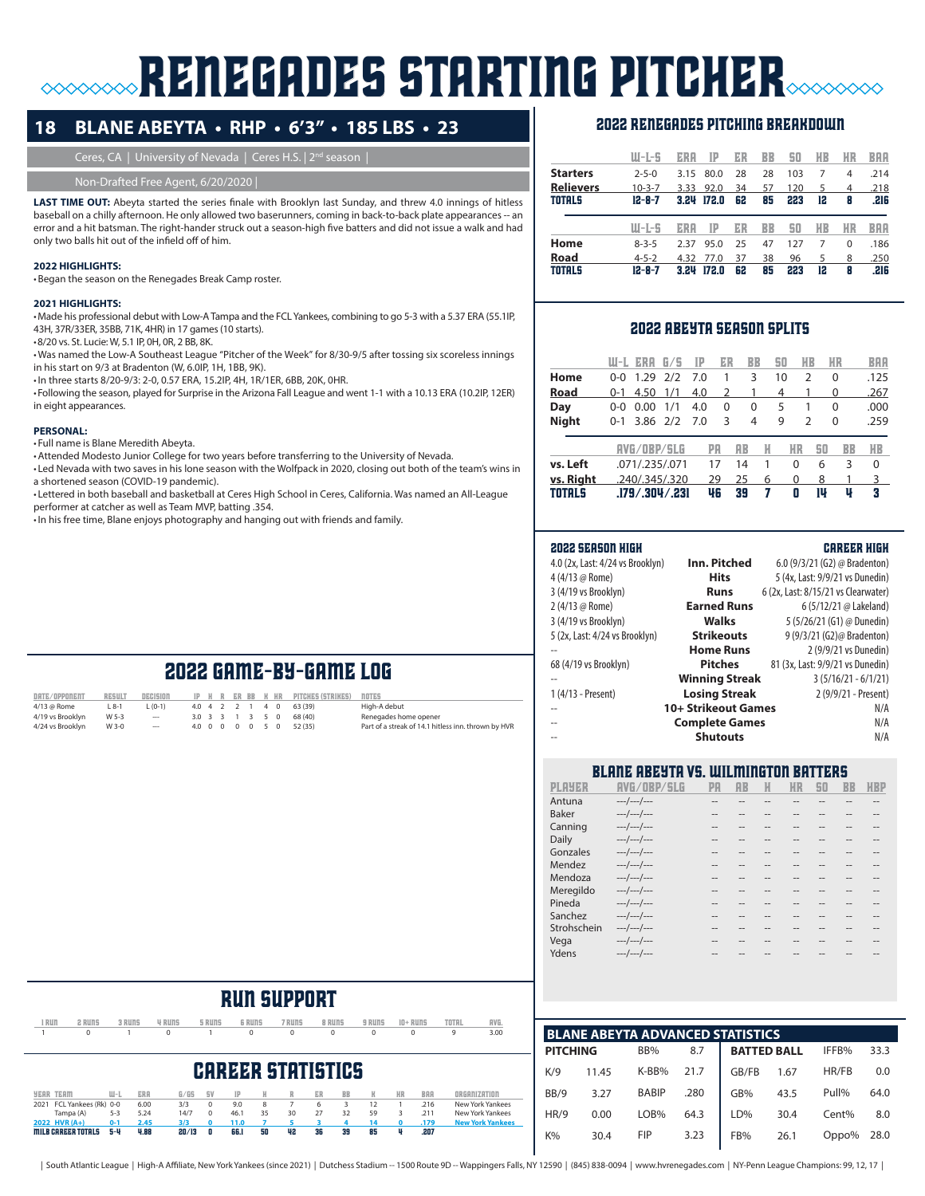# RENEGADES STARTING PITCHER

## 18 BLANE ABEYTA • RHP • 6'3" • 185 LBS • 23

Ceres, CA | University of Nevada | Ceres H.S. | 2nd season |

Non-Drafted Free Agent, 6/20/2020 |

**LAST TIME OUT:** Abeyta started the series finale with Brooklyn last Sunday, and threw 4.0 innings of hitless baseball on a chilly afternoon. He only allowed two baserunners, coming in back-to-back plate appearances -- an error and a hit batsman. The right-hander struck out a season-high five batters and did not issue a walk and had only two balls hit out of the infield off of him.

**2022 HIGHLIGHTS:**
- Began the season on the Renegades Break Camp roster.

**2021 HIGHLIGHTS:**
- Made his professional debut with Low-A Tampa and the FCL Yankees, combining to go 5-3 with a 5.37 ERA (55.1IP, 43H, 37R/33ER, 35BB, 71K, 4HR) in 17 games (10 starts).
- 8/20 vs. St. Lucie: W, 5.1 IP, 0H, 0R, 2 BB, 8K.
- Was named the Low-A Southeast League "Pitcher of the Week" for 8/30-9/5 after tossing six scoreless innings in his start on 9/3 at Bradenton (W, 6.0IP, 1H, 1BB, 9K).
- In three starts 8/20-9/3: 2-0, 0.57 ERA, 15.2IP, 4H, 1R/1ER, 6BB, 20K, 0HR.
- Following the season, played for Surprise in the Arizona Fall League and went 1-1 with a 10.13 ERA (10.2IP, 12ER) in eight appearances.

**PERSONAL:**
- Full name is Blane Meredith Abeyta.
- Attended Modesto Junior College for two years before transferring to the University of Nevada.
- Led Nevada with two saves in his lone season with the Wolfpack in 2020, closing out both of the team's wins in a shortened season (COVID-19 pandemic).
- Lettered in both baseball and basketball at Ceres High School in Ceres, California. Was named an All-League performer at catcher as well as Team MVP, batting .354.
- In his free time, Blane enjoys photography and hanging out with friends and family.

## 2022 RENEGADES PITCHING BREAKDOWN

| | W-L-S | ERA | IP | ER | BB | SO | HB | HR | BAA |
|---|---|---|---|---|---|---|---|---|---|
| Starters | 2-5-0 | 3.15 | 80.0 | 28 | 28 | 103 | 7 | 4 | .214 |
| Relievers | 10-3-7 | 3.33 | 92.0 | 34 | 57 | 120 | 5 | 4 | .218 |
| **TOTALS** | **12-8-7** | **3.24** | **172.0** | **62** | **85** | **223** | **12** | **8** | **.216** |

| | W-L-S | ERA | IP | ER | BB | SO | HB | HR | BAA |
|---|---|---|---|---|---|---|---|---|---|
| Home | 8-3-5 | 2.37 | 95.0 | 25 | 47 | 127 | 7 | 0 | .186 |
| Road | 4-5-2 | 4.32 | 77.0 | 37 | 38 | 96 | 5 | 8 | .250 |
| **TOTALS** | **12-8-7** | **3.24** | **172.0** | **62** | **85** | **223** | **12** | **8** | **.216** |

## 2022 ABEYTA SEASON SPLITS

| | W-L | ERA | G/S | IP | ER | BB | SO | HB | HR | BAA |
|---|---|---|---|---|---|---|---|---|---|---|
| Home | 0-0 | 1.29 | 2/2 | 7.0 | 1 | 3 | 10 | 2 | 0 | .125 |
| Road | 0-1 | 4.50 | 1/1 | 4.0 | 2 | 1 | 4 | 1 | 0 | .267 |
| Day | 0-0 | 0.00 | 1/1 | 4.0 | 0 | 0 | 5 | 1 | 0 | .000 |
| Night | 0-1 | 3.86 | 2/2 | 7.0 | 3 | 4 | 9 | 2 | 0 | .259 |

| | AVG/OBP/SLG | PA | AB | H | HR | SO | BB | HB |
|---|---|---|---|---|---|---|---|---|
| vs. Left | .071/.235/.071 | 17 | 14 | 1 | 0 | 6 | 3 | 0 |
| vs. Right | .240/.345/.320 | 29 | 25 | 6 | 0 | 8 | 1 | 3 |
| **TOTALS** | **.179/.304/.231** | **46** | **39** | **7** | **0** | **14** | **4** | **3** |

## 2022 GAME-BY-GAME LOG

| DATE/OPPONENT | RESULT | DECISION | IP | H | R | ER | BB | K | HR | PITCHES (STRIKES) | NOTES |
|---|---|---|---|---|---|---|---|---|---|---|---|
| 4/13 @ Rome | L 8-1 | L (0-1) | 4.0 | 4 | 2 | 2 | 1 | 4 | 0 | 63 (39) | High-A debut |
| 4/19 vs Brooklyn | W 5-3 | --- | 3.0 | 3 | 3 | 1 | 3 | 5 | 0 | 68 (40) | Renegades home opener |
| 4/24 vs Brooklyn | W 3-0 | --- | 4.0 | 0 | 0 | 0 | 0 | 5 | 0 | 52 (35) | Part of a streak of 14.1 hitless inn. thrown by HVR |

| 2022 SEASON HIGH | | CAREER HIGH |
|---|---|---|
| 4.0 (2x, Last: 4/24 vs Brooklyn) | Inn. Pitched | 6.0 (9/3/21 (G2) @ Bradenton) |
| 4 (4/13 @ Rome) | Hits | 5 (4x, Last: 9/9/21 vs Dunedin) |
| 3 (4/19 vs Brooklyn) | Runs | 6 (2x, Last: 8/15/21 vs Clearwater) |
| 2 (4/13 @ Rome) | Earned Runs | 6 (5/12/21 @ Lakeland) |
| 3 (4/19 vs Brooklyn) | Walks | 5 (5/26/21 (G1) @ Dunedin) |
| 5 (2x, Last: 4/24 vs Brooklyn) | Strikeouts | 9 (9/3/21 (G2)@ Bradenton) |
| -- | Home Runs | 2 (9/9/21 vs Dunedin) |
| 68 (4/19 vs Brooklyn) | Pitches | 81 (3x, Last: 9/9/21 vs Dunedin) |
| -- | Winning Streak | 3 (5/16/21 - 6/1/21) |
| 1 (4/13 - Present) | Losing Streak | 2 (9/9/21 - Present) |
| -- | 10+ Strikeout Games | N/A |
| -- | Complete Games | N/A |
| -- | Shutouts | N/A |

## BLANE ABEYTA VS. WILMINGTON BATTERS

| PLAYER | AVG/OBP/SLG | PA | AB | H | HR | SO | BB | HBP |
|---|---|---|---|---|---|---|---|---|
| Antuna | ---/---/--- | -- | -- | -- | -- | -- | -- | -- |
| Baker | ---/---/--- | -- | -- | -- | -- | -- | -- | -- |
| Canning | ---/---/--- | -- | -- | -- | -- | -- | -- | -- |
| Daily | ---/---/--- | -- | -- | -- | -- | -- | -- | -- |
| Gonzales | ---/---/--- | -- | -- | -- | -- | -- | -- | -- |
| Mendez | ---/---/--- | -- | -- | -- | -- | -- | -- | -- |
| Mendoza | ---/---/--- | -- | -- | -- | -- | -- | -- | -- |
| Meregildo | ---/---/--- | -- | -- | -- | -- | -- | -- | -- |
| Pineda | ---/---/--- | -- | -- | -- | -- | -- | -- | -- |
| Sanchez | ---/---/--- | -- | -- | -- | -- | -- | -- | -- |
| Strohschein | ---/---/--- | -- | -- | -- | -- | -- | -- | -- |
| Vega | ---/---/--- | -- | -- | -- | -- | -- | -- | -- |
| Ydens | ---/---/--- | -- | -- | -- | -- | -- | -- | -- |

## RUN SUPPORT

| 1 RUN | 2 RUNS | 3 RUNS | 4 RUNS | 5 RUNS | 6 RUNS | 7 RUNS | 8 RUNS | 9 RUNS | 10+ RUNS | TOTAL | AVG. |
|---|---|---|---|---|---|---|---|---|---|---|---|
| 1 | 0 | 1 | 0 | 1 | 0 | 0 | 0 | 0 | 0 | 9 | 3.00 |

## CAREER STATISTICS

| YEAR | TEAM | W-L | ERA | G/GS | SV | IP | H | R | ER | BB | K | HR | BAA | ORGANIZATION |
|---|---|---|---|---|---|---|---|---|---|---|---|---|---|---|
| 2021 | FCL Yankees (Rk) | 0-0 | 6.00 | 3/3 | 0 | 9.0 | 8 | 7 | 6 | 3 | 12 | 1 | .216 | New York Yankees |
| | Tampa (A) | 5-3 | 5.24 | 14/7 | 0 | 46.1 | 35 | 30 | 27 | 32 | 59 | 3 | .211 | New York Yankees |
| 2022 | HVR (A+) | 0-1 | 2.45 | 3/3 | 0 | 11.0 | 7 | 5 | 3 | 4 | 14 | 0 | .179 | New York Yankees |
| **MiLB CAREER TOTALS** | | **5-4** | **4.88** | **20/13** | **0** | **66.1** | **50** | **42** | **36** | **39** | **85** | **4** | **.207** | |

## BLANE ABEYTA ADVANCED STATISTICS

| PITCHING | | | | BATTED BALL | | | |
|---|---|---|---|---|---|---|---|
| K/9 | 11.45 | BB% | 8.7 | GB/FB | 1.67 | IFFB% | 33.3 |
| BB/9 | 3.27 | K-BB% | 21.7 | GB% | 43.5 | HR/FB | 0.0 |
| HR/9 | 0.00 | BABIP | .280 | LD% | 30.4 | Pull% | 64.0 |
| K% | 30.4 | LOB% | 64.3 | FB% | 26.1 | Cent% | 8.0 |
| | | FIP | 3.23 | | | Oppo% | 28.0 |

| South Atlantic League | High-A Affiliate, New York Yankees (since 2021) | Dutchess Stadium -- 1500 Route 9D -- Wappingers Falls, NY 12590 | (845) 838-0094 | www.hvrenegades.com | NY-Penn League Champions: 99, 12, 17 |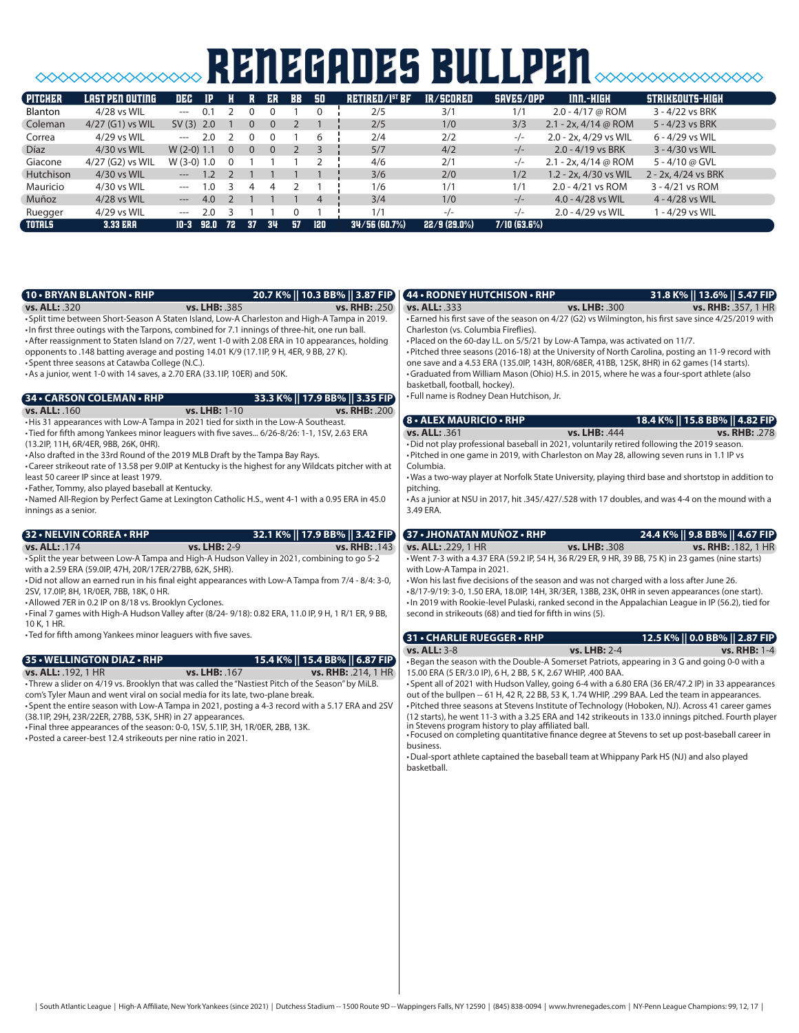# RENEGADES BULLPEN

| PITCHER | LAST PEN OUTING | DEC | IP | H | R | ER | BB | SO | RETIRED/1ST BF | IR/SCORED | SAVES/OPP | INN.-HIGH | STRIKEOUTS-HIGH |
|---|---|---|---|---|---|---|---|---|---|---|---|---|---|
| Blanton | 4/28 vs WIL | --- | 0.1 | 2 | 0 | 0 | 1 | 0 | 2/5 | 3/1 | 1/1 | 2.0 - 4/17 @ ROM | 3 - 4/22 vs BRK |
| Coleman | 4/27 (G1) vs WIL | SV (3) | 2.0 | 1 | 0 | 0 | 2 | 1 | 2/5 | 1/0 | 3/3 | 2.1 - 2x, 4/14 @ ROM | 5 - 4/23 vs BRK |
| Correa | 4/29 vs WIL | --- | 2.0 | 2 | 0 | 0 | 1 | 6 | 2/4 | 2/2 | -/- | 2.0 - 2x, 4/29 vs WIL | 6 - 4/29 vs WIL |
| Díaz | 4/30 vs WIL | W (2-0) | 1.1 | 0 | 0 | 0 | 2 | 3 | 5/7 | 4/2 | -/- | 2.0 - 4/19 vs BRK | 3 - 4/30 vs WIL |
| Giacone | 4/27 (G2) vs WIL | W (3-0) | 1.0 | 0 | 1 | 1 | 1 | 2 | 4/6 | 2/1 | -/- | 2.1 - 2x, 4/14 @ ROM | 5 - 4/10 @ GVL |
| Hutchison | 4/30 vs WIL | --- | 1.2 | 2 | 1 | 1 | 1 | 1 | 3/6 | 2/0 | 1/2 | 1.2 - 2x, 4/30 vs WIL | 2 - 2x, 4/24 vs BRK |
| Mauricio | 4/30 vs WIL | --- | 1.0 | 3 | 4 | 4 | 2 | 1 | 1/6 | 1/1 | 1/1 | 2.0 - 4/21 vs ROM | 3 - 4/21 vs ROM |
| Muñoz | 4/28 vs WIL | --- | 4.0 | 2 | 1 | 1 | 1 | 4 | 3/4 | 1/0 | -/- | 4.0 - 4/28 vs WIL | 4 - 4/28 vs WIL |
| Ruegger | 4/29 vs WIL | --- | 2.0 | 3 | 1 | 1 | 0 | 1 | 1/1 | -/- | -/- | 2.0 - 4/29 vs WIL | 1 - 4/29 vs WIL |
| TOTALS | 3.33 ERA | 10-3 | 92.0 | 72 | 37 | 34 | 57 | 120 | 34/56 (60.7%) | 22/9 (29.0%) | 7/10 (63.6%) | | |

## 10 • BRYAN BLANTON • RHP — 20.7 K% || 10.3 BB% || 3.87 FIP

**vs. ALL:** .320 **vs. LHB:** .385 **vs. RHB:** .250

- Split time between Short-Season A Staten Island, Low-A Charleston and High-A Tampa in 2019.
- In first three outings with the Tarpons, combined for 7.1 innings of three-hit, one run ball.
- After reassignment to Staten Island on 7/27, went 1-0 with 2.08 ERA in 10 appearances, holding opponents to .148 batting average and posting 14.01 K/9 (17.1IP, 9 H, 4ER, 9 BB, 27 K).
- Spent three seasons at Catawba College (N.C.).
- As a junior, went 1-0 with 14 saves, a 2.70 ERA (33.1IP, 10ER) and 50K.

## 34 • CARSON COLEMAN • RHP — 33.3 K% || 17.9 BB% || 3.35 FIP

**vs. ALL:** .160 **vs. LHB:** 1-10 **vs. RHB:** .200

- His 31 appearances with Low-A Tampa in 2021 tied for sixth in the Low-A Southeast.
- Tied for fifth among Yankees minor leaguers with five saves... 6/26-8/26: 1-1, 1SV, 2.63 ERA (13.2IP, 11H, 6R/4ER, 9BB, 26K, 0HR).
- Also drafted in the 33rd Round of the 2019 MLB Draft by the Tampa Bay Rays.
- Career strikeout rate of 13.58 per 9.0IP at Kentucky is the highest for any Wildcats pitcher with at least 50 career IP since at least 1979.
- Father, Tommy, also played baseball at Kentucky.
- Named All-Region by Perfect Game at Lexington Catholic H.S., went 4-1 with a 0.95 ERA in 45.0 innings as a senior.

## 32 • NELVIN CORREA • RHP — 32.1 K% || 17.9 BB% || 3.42 FIP

**vs. ALL:** .174 **vs. LHB:** 2-9 **vs. RHB:** .143

- Split the year between Low-A Tampa and High-A Hudson Valley in 2021, combining to go 5-2 with a 2.59 ERA (59.0IP, 47H, 20R/17ER/27BB, 62K, 5HR).
- Did not allow an earned run in his final eight appearances with Low-A Tampa from 7/4 - 8/4: 3-0, 2SV, 17.0IP, 8H, 1R/0ER, 7BB, 18K, 0 HR.
- Allowed 7ER in 0.2 IP on 8/18 vs. Brooklyn Cyclones.
- Final 7 games with High-A Hudson Valley after (8/24- 9/18): 0.82 ERA, 11.0 IP, 9 H, 1 R/1 ER, 9 BB, 10 K, 1 HR.
- Ted for fifth among Yankees minor leaguers with five saves.

## 35 • WELLINGTON DIAZ • RHP — 15.4 K% || 15.4 BB% || 6.87 FIP

**vs. ALL:** .192, 1 HR **vs. LHB:** .167 **vs. RHB:** .214, 1 HR

- Threw a slider on 4/19 vs. Brooklyn that was called the "Nastiest Pitch of the Season" by MiLB.com's Tyler Maun and went viral on social media for its late, two-plane break.
- Spent the entire season with Low-A Tampa in 2021, posting a 4-3 record with a 5.17 ERA and 2SV (38.1IP, 29H, 23R/22ER, 27BB, 53K, 5HR) in 27 appearances.
- Final three appearances of the season: 0-0, 1SV, 5.1IP, 3H, 1R/0ER, 2BB, 13K.
- Posted a career-best 12.4 strikeouts per nine ratio in 2021.

## 44 • RODNEY HUTCHISON • RHP — 31.8 K% || 13.6% || 5.47 FIP

**vs. ALL:** .333 **vs. LHB:** .300 **vs. RHB:** .357, 1 HR

- Earned his first save of the season on 4/27 (G2) vs Wilmington, his first save since 4/25/2019 with Charleston (vs. Columbia Fireflies).
- Placed on the 60-day I.L. on 5/5/21 by Low-A Tampa, was activated on 11/7.
- Pitched three seasons (2016-18) at the University of North Carolina, posting an 11-9 record with one save and a 4.53 ERA (135.0IP, 143H, 80R/68ER, 41BB, 125K, 8HR) in 62 games (14 starts).
- Graduated from William Mason (Ohio) H.S. in 2015, where he was a four-sport athlete (also basketball, football, hockey).
- Full name is Rodney Dean Hutchison, Jr.

## 8 • ALEX MAURICIO • RHP — 18.4 K% || 15.8 BB% || 4.82 FIP

**vs. ALL:** .361 **vs. LHB:** .444 **vs. RHB:** .278

- Did not play professional baseball in 2021, voluntarily retired following the 2019 season.
- Pitched in one game in 2019, with Charleston on May 28, allowing seven runs in 1.1 IP vs Columbia.
- Was a two-way player at Norfolk State University, playing third base and shortstop in addition to pitching.
- As a junior at NSU in 2017, hit .345/.427/.528 with 17 doubles, and was 4-4 on the mound with a 3.49 ERA.

## 37 • JHONATAN MUÑOZ • RHP — 24.4 K% || 9.8 BB% || 4.67 FIP

**vs. ALL:** .229, 1 HR **vs. LHB:** .308 **vs. RHB:** .182, 1 HR

- Went 7-3 with a 4.37 ERA (59.2 IP, 54 H, 36 R/29 ER, 9 HR, 39 BB, 75 K) in 23 games (nine starts) with Low-A Tampa in 2021.
- Won his last five decisions of the season and was not charged with a loss after June 26.
- 8/17-9/19: 3-0, 1.50 ERA, 18.0IP, 14H, 3R/3ER, 13BB, 23K, 0HR in seven appearances (one start).
- In 2019 with Rookie-level Pulaski, ranked second in the Appalachian League in IP (56.2), tied for second in strikeouts (68) and tied for fifth in wins (5).

## 31 • CHARLIE RUEGGER • RHP — 12.5 K% || 0.0 BB% || 2.87 FIP

**vs. ALL:** 3-8 **vs. LHB:** 2-4 **vs. RHB:** 1-4

- Began the season with the Double-A Somerset Patriots, appearing in 3 G and going 0-0 with a 15.00 ERA (5 ER/3.0 IP), 6 H, 2 BB, 5 K, 2.67 WHIP, .400 BAA.
- Spent all of 2021 with Hudson Valley, going 6-4 with a 6.80 ERA (36 ER/47.2 IP) in 33 appearances out of the bullpen -- 61 H, 42 R, 22 BB, 53 K, 1.74 WHIP, .299 BAA. Led the team in appearances.
- Pitched three seasons at Stevens Institute of Technology (Hoboken, NJ). Across 41 career games (12 starts), he went 11-3 with a 3.25 ERA and 142 strikeouts in 133.0 innings pitched. Fourth player in Stevens program history to play affiliated ball.
- Focused on completing quantitative finance degree at Stevens to set up post-baseball career in business.
- Dual-sport athlete captained the baseball team at Whippany Park HS (NJ) and also played basketball.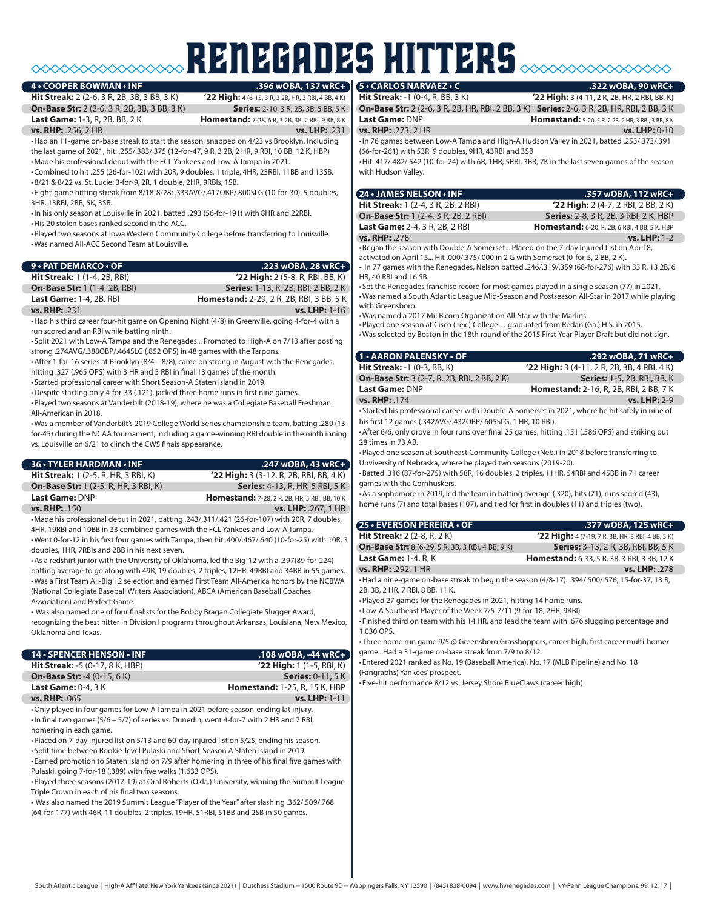# RENEGADES HITTERS

## 4 • COOPER BOWMAN • INF — .396 wOBA, 137 wRC+

**Hit Streak:** 2 (2-6, 3 R, 2B, 3B, 3 BB, 3 K) | **'22 High:** 4 (6-15, 3 R, 3 2B, HR, 3 RBI, 4 BB, 4 K)
**On-Base Str:** 2 (2-6, 3 R, 2B, 3B, 3 BB, 3 K) | **Series:** 2-10, 3 R, 2B, 3B, 5 BB, 5 K
**Last Game:** 1-3, R, 2B, BB, 2 K | **Homestand:** 7-28, 6 R, 3 2B, 3B, 2 RBI, 9 BB, 8 K
**vs. RHP:** .256, 2 HR | **vs. LHP:** .231

- Had an 11-game on-base streak to start the season, snapped on 4/23 vs Brooklyn. Including the last game of 2021, hit: .255/.383/.375 (12-for-47, 9 R, 3 2B, 2 HR, 9 RBI, 10 BB, 12 K, HBP)
- Made his professional debut with the FCL Yankees and Low-A Tampa in 2021.
- Combined to hit .255 (26-for-102) with 20R, 9 doubles, 1 triple, 4HR, 23RBI, 11BB and 13SB.
- 8/21 & 8/22 vs. St. Lucie: 3-for-9, 2R, 1 double, 2HR, 9RBIs, 1SB.
- Eight-game hitting streak from 8/18-8/28: .333AVG/.417OBP/.800SLG (10-for-30), 5 doubles, 3HR, 13RBI, 2BB, 5K, 3SB.
- In his only season at Louisville in 2021, batted .293 (56-for-191) with 8HR and 22RBI.
- His 20 stolen bases ranked second in the ACC.
- Played two seasons at Iowa Western Community College before transferring to Louisville.
- Was named All-ACC Second Team at Louisville.

## 9 • PAT DEMARCO • OF — .223 wOBA, 28 wRC+

**Hit Streak:** 1 (1-4, 2B, RBI) | **'22 High:** 2 (5-8, R, RBI, BB, K)
**On-Base Str:** 1 (1-4, 2B, RBI) | **Series:** 1-13, R, 2B, RBI, 2 BB, 2 K
**Last Game:** 1-4, 2B, RBI | **Homestand:** 2-29, 2 R, 2B, RBI, 3 BB, 5 K
**vs. RHP:** .231 | **vs. LHP:** 1-16

- Had his third career four-hit game on Opening Night (4/8) in Greenville, going 4-for-4 with a run scored and an RBI while batting ninth.
- Split 2021 with Low-A Tampa and the Renegades... Promoted to High-A on 7/13 after posting strong .274AVG/.388OBP/.464SLG (.852 OPS) in 48 games with the Tarpons.
- After 1-for-16 series at Brooklyn (8/4 – 8/8), came on strong in August with the Renegades, hitting .327 (.965 OPS) with 3 HR and 5 RBI in final 13 games of the month.
- Started professional career with Short Season-A Staten Island in 2019.
- Despite starting only 4-for-33 (.121), jacked three home runs in first nine games.
- Played two seasons at Vanderbilt (2018-19), where he was a Collegiate Baseball Freshman All-American in 2018.
- Was a member of Vanderbilt's 2019 College World Series championship team, batting .289 (13-for-45) during the NCAA tournament, including a game-winning RBI double in the ninth inning vs. Louisville on 6/21 to clinch the CWS finals appearance.

## 36 • TYLER HARDMAN • INF — .247 wOBA, 43 wRC+

**Hit Streak:** 1 (2-5, R, HR, 3 RBI, K) | **'22 High:** 3 (3-12, R, 2B, RBI, BB, 4 K)
**On-Base Str:** 1 (2-5, R, HR, 3 RBI, K) | **Series:** 4-13, R, HR, 5 RBI, 5 K
**Last Game:** DNP | **Homestand:** 7-28, 2 R, 2B, HR, 5 RBI, BB, 10 K
**vs. RHP:** .150 | **vs. LHP:** .267, 1 HR

- Made his professional debut in 2021, batting .243/.311/.421 (26-for-107) with 20R, 7 doubles, 4HR, 19RBI and 10BB in 33 combined games with the FCL Yankees and Low-A Tampa.
- Went 0-for-12 in his first four games with Tampa, then hit .400/.467/.640 (10-for-25) with 10R, 3 doubles, 1HR, 7RBIs and 2BB in his next seven.
- As a redshirt junior with the University of Oklahoma, led the Big-12 with a .397(89-for-224) batting average to go along with 49R, 19 doubles, 2 triples, 12HR, 49RBI and 34BB in 55 games.
- Was a First Team All-Big 12 selection and earned First Team All-America honors by the NCBWA (National Collegiate Baseball Writers Association), ABCA (American Baseball Coaches Association) and Perfect Game.
- Was also named one of four finalists for the Bobby Bragan Collegiate Slugger Award, recognizing the best hitter in Division I programs throughout Arkansas, Louisiana, New Mexico, Oklahoma and Texas.

## 14 • SPENCER HENSON • INF — .108 wOBA, -44 wRC+

**Hit Streak:** -5 (0-17, 8 K, HBP) | **'22 High:** 1 (1-5, RBI, K)
**On-Base Str:** -4 (0-15, 6 K) | **Series:** 0-11, 5 K
**Last Game:** 0-4, 3 K | **Homestand:** 1-25, R, 15 K, HBP
**vs. RHP:** .065 | **vs. LHP:** 1-11

- Only played in four games for Low-A Tampa in 2021 before season-ending lat injury.
- In final two games (5/6 – 5/7) of series vs. Dunedin, went 4-for-7 with 2 HR and 7 RBI, homering in each game.
- Placed on 7-day injured list on 5/13 and 60-day injured list on 5/25, ending his season.
- Split time between Rookie-level Pulaski and Short-Season A Staten Island in 2019.
- Earned promotion to Staten Island on 7/9 after homering in three of his final five games with Pulaski, going 7-for-18 (.389) with five walks (1.633 OPS).
- Played three seasons (2017-19) at Oral Roberts (Okla.) University, winning the Summit League Triple Crown in each of his final two seasons.
- Was also named the 2019 Summit League "Player of the Year" after slashing .362/.509/.768 (64-for-177) with 46R, 11 doubles, 2 triples, 19HR, 51RBI, 51BB and 2SB in 50 games.

## 5 • CARLOS NARVAEZ • C — .322 wOBA, 90 wRC+

**Hit Streak:** -1 (0-4, R, BB, 3 K) | **'22 High:** 3 (4-11, 2 R, 2B, HR, 2 RBI, BB, K)
**On-Base Str:** 2 (2-6, 3 R, 2B, HR, RBI, 2 BB, 3 K) | **Series:** 2-6, 3 R, 2B, HR, RBI, 2 BB, 3 K
**Last Game:** DNP | **Homestand:** 5-20, 5 R, 2 2B, 2 HR, 3 RBI, 3 BB, 8 K
**vs. RHP:** .273, 2 HR | **vs. LHP:** 0-10

- In 76 games between Low-A Tampa and High-A Hudson Valley in 2021, batted .253/.373/.391 (66-for-261) with 53R, 9 doubles, 9HR, 43RBI and 3SB
- Hit .417/.482/.542 (10-for-24) with 6R, 1HR, 5RBI, 3BB, 7K in the last seven games of the season with Hudson Valley.

## 24 • JAMES NELSON • INF — .357 wOBA, 112 wRC+

**Hit Streak:** 1 (2-4, 3 R, 2B, 2 RBI) | **'22 High:** 2 (4-7, 2 RBI, 2 BB, 2 K)
**On-Base Str:** 1 (2-4, 3 R, 2B, 2 RBI) | **Series:** 2-8, 3 R, 2B, 3 RBI, 2 K, HBP
**Last Game:** 2-4, 3 R, 2B, 2 RBI | **Homestand:** 6-20, 5 R, 2B, 6 RBI, 4 BB, 5 K, HBP
**vs. RHP:** .278 | **vs. LHP:** 1-2

- Began the season with Double-A Somerset... Placed on the 7-day Injured List on April 8, activated on April 15... Hit .000/.375/.000 in 2 G with Somerset (0-for-5, 2 BB, 2 K).
- In 77 games with the Renegades, Nelson batted .246/.319/.359 (68-for-276) with 33 R, 13 2B, 6 HR, 40 RBI and 16 SB.
- Set the Renegades franchise record for most games played in a single season (77) in 2021.
- Was named a South Atlantic League Mid-Season and Postseason All-Star in 2017 while playing with Greensboro.
- Was named a 2017 MiLB.com Organization All-Star with the Marlins.
- Played one season at Cisco (Tex.) College… graduated from Redan (Ga.) H.S. in 2015.
- Was selected by Boston in the 18th round of the 2015 First-Year Player Draft but did not sign.

## 1 • AARON PALENSKY • OF — .292 wOBA, 71 wRC+

**Hit Streak:** -1 (0-3, BB, K) | **'22 High:** 3 (4-11, 2 R, 2B, 3B, 4 RBI, 4 K)
**On-Base Str:** 3 (2-7, R, 2B, RBI, 2 BB, 2 K) | **Series:** 1-5, 2B, RBI, BB, K
**Last Game:** DNP | **Homestand:** 2-16, R, 2B, RBI, 2 BB, 7 K
**vs. RHP:** .174 | **vs. LHP:** 2-9

- Started his professional career with Double-A Somerset in 2021, where he hit safely in nine of his first 12 games (.342AVG/.432OBP/.605SLG, 1 HR, 10 RBI).
- After 6/6, only drove in four runs over final 25 games, hitting .151 (.586 OPS) and striking out 28 times in 73 AB.
- Played one season at Southeast Community College (Neb.) in 2018 before transferring to Univeristy of Nebraska, where he played two seasons (2019-20).
- Batted .316 (87-for-275) with 58R, 16 doubles, 2 triples, 11HR, 54RBI and 45BB in 71 career games with the Cornhuskers.
- As a sophomore in 2019, led the team in batting average (.320), hits (71), runs scored (43), home runs (7) and total bases (107), and tied for first in doubles (11) and triples (two).

## 25 • EVERSON PEREIRA • OF — .377 wOBA, 125 wRC+

**Hit Streak:** 2 (2-8, R, 2 K) | **'22 High:** 4 (7-19, 7 R, 3B, HR, 3 RBI, 4 BB, 5 K)
**On-Base Str:** 8 (6-29, 5 R, 3B, 3 RBI, 4 BB, 9 K) | **Series:** 3-13, 2 R, 3B, RBI, BB, 5 K
**Last Game:** 1-4, R, K | **Homestand:** 6-33, 5 R, 3B, 3 RBI, 3 BB, 12 K
**vs. RHP:** .292, 1 HR | **vs. LHP:** .278

- Had a nine-game on-base streak to begin the season (4/8-17): .394/.500/.576, 15-for-37, 13 R, 2B, 3B, 2 HR, 7 RBI, 8 BB, 11 K.
- Played 27 games for the Renegades in 2021, hitting 14 home runs.
- Low-A Southeast Player of the Week 7/5-7/11 (9-for-18, 2HR, 9RBI)
- Finished third on team with his 14 HR, and lead the team with .676 slugging percentage and 1.030 OPS.
- Three home run game 9/5 @ Greensboro Grasshoppers, career high, first career multi-homer game...Had a 31-game on-base streak from 7/9 to 8/12.
- Entered 2021 ranked as No. 19 (Baseball America), No. 17 (MLB Pipeline) and No. 18 (Fangraphs) Yankees' prospect.
- Five-hit performance 8/12 vs. Jersey Shore BlueClaws (career high).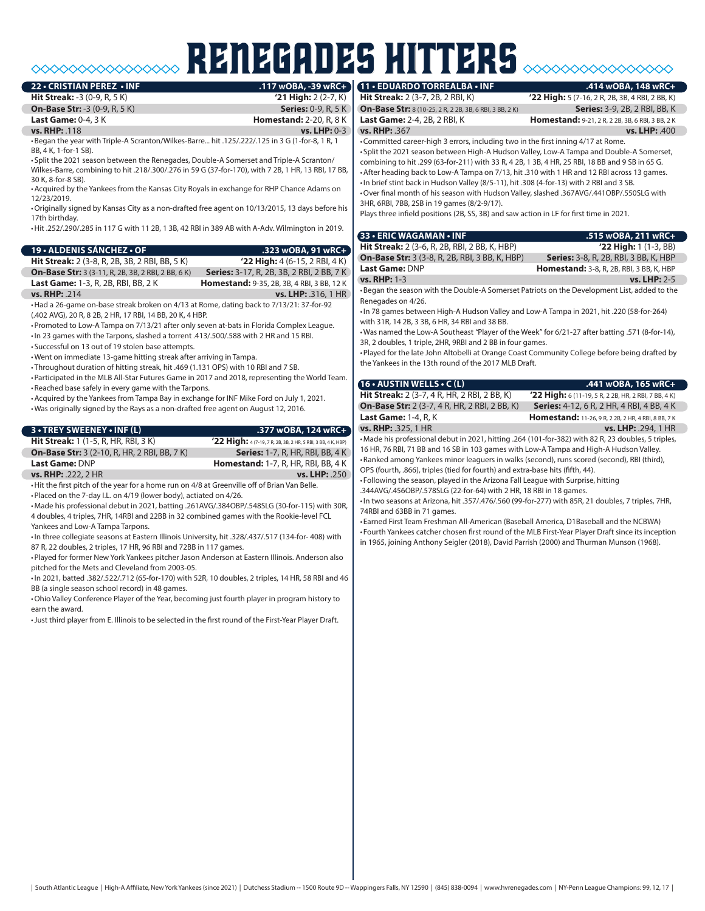# RENEGADES HITTERS

## 22 • CRISTIAN PEREZ • INF — .117 wOBA, -39 wRC+

**Hit Streak:** -3 (0-9, R, 5 K) | **'21 High:** 2 (2-7, K)
**On-Base Str:** -3 (0-9, R, 5 K) | **Series:** 0-9, R, 5 K
**Last Game:** 0-4, 3 K | **Homestand:** 2-20, R, 8 K
**vs. RHP:** .118 | **vs. LHP:** 0-3

- Began the year with Triple-A Scranton/Wilkes-Barre... hit .125/.222/.125 in 3 G (1-for-8, 1 R, 1 BB, 4 K, 1-for-1 SB).
- Split the 2021 season between the Renegades, Double-A Somerset and Triple-A Scranton/ Wilkes-Barre, combining to hit .218/.300/.276 in 59 G (37-for-170), with 7 2B, 1 HR, 13 RBI, 17 BB, 30 K, 8-for-8 SB).
- Acquired by the Yankees from the Kansas City Royals in exchange for RHP Chance Adams on 12/23/2019.
- Originally signed by Kansas City as a non-drafted free agent on 10/13/2015, 13 days before his 17th birthday.
- Hit .252/.290/.285 in 117 G with 11 2B, 1 3B, 42 RBI in 389 AB with A-Adv. Wilmington in 2019.

## 19 • ALDENIS SÁNCHEZ • OF — .323 wOBA, 91 wRC+

**Hit Streak:** 2 (3-8, R, 2B, 3B, 2 RBI, BB, 5 K) | **'22 High:** 4 (6-15, 2 RBI, 4 K)
**On-Base Str:** 3 (3-11, R, 2B, 3B, 2 RBI, 2 BB, 6 K) | **Series:** 3-17, R, 2B, 3B, 2 RBI, 2 BB, 7 K
**Last Game:** 1-3, R, 2B, RBI, BB, 2 K | **Homestand:** 9-35, 2B, 3B, 4 RBI, 3 BB, 12 K
**vs. RHP:** .214 | **vs. LHP:** .316, 1 HR

- Had a 26-game on-base streak broken on 4/13 at Rome, dating back to 7/13/21: 37-for-92 (.402 AVG), 20 R, 8 2B, 2 HR, 17 RBI, 14 BB, 20 K, 4 HBP.
- Promoted to Low-A Tampa on 7/13/21 after only seven at-bats in Florida Complex League.
- In 23 games with the Tarpons, slashed a torrent .413/.500/.588 with 2 HR and 15 RBI.
- Successful on 13 out of 19 stolen base attempts.
- Went on immediate 13-game hitting streak after arriving in Tampa.
- Throughout duration of hitting streak, hit .469 (1.131 OPS) with 10 RBI and 7 SB.
- Participated in the MLB All-Star Futures Game in 2017 and 2018, representing the World Team.
- Reached base safely in every game with the Tarpons.
- Acquired by the Yankees from Tampa Bay in exchange for INF Mike Ford on July 1, 2021.
- Was originally signed by the Rays as a non-drafted free agent on August 12, 2016.

## 3 • TREY SWEENEY • INF (L) — .377 wOBA, 124 wRC+

**Hit Streak:** 1 (1-5, R, HR, RBI, 3 K) | **'22 High:** 4 (7-19, 7 R, 2B, 3B, 2 HR, 5 RBI, 3 BB, 4 K, HBP)
**On-Base Str:** 3 (2-10, R, HR, 2 RBI, BB, 7 K) | **Series:** 1-7, R, HR, RBI, BB, 4 K
**Last Game:** DNP | **Homestand:** 1-7, R, HR, RBI, BB, 4 K
**vs. RHP:** .222, 2 HR | **vs. LHP:** .250

- Hit the first pitch of the year for a home run on 4/8 at Greenville off of Brian Van Belle.
- Placed on the 7-day I.L. on 4/19 (lower body), actiated on 4/26.
- Made his professional debut in 2021, batting .261AVG/.384OBP/.548SLG (30-for-115) with 30R, 4 doubles, 4 triples, 7HR, 14RBI and 22BB in 32 combined games with the Rookie-level FCL Yankees and Low-A Tampa Tarpons.
- In three collegiate seasons at Eastern Illinois University, hit .328/.437/.517 (134-for- 408) with 87 R, 22 doubles, 2 triples, 17 HR, 96 RBI and 72BB in 117 games.
- Played for former New York Yankees pitcher Jason Anderson at Eastern Illinois. Anderson also pitched for the Mets and Cleveland from 2003-05.
- In 2021, batted .382/.522/.712 (65-for-170) with 52R, 10 doubles, 2 triples, 14 HR, 58 RBI and 46 BB (a single season school record) in 48 games.
- Ohio Valley Conference Player of the Year, becoming just fourth player in program history to earn the award.
- Just third player from E. Illinois to be selected in the first round of the First-Year Player Draft.

## 11 • EDUARDO TORREALBA • INF — .414 wOBA, 148 wRC+

**Hit Streak:** 2 (3-7, 2B, 2 RBI, K) | **'22 High:** 5 (7-16, 2 R, 2B, 3B, 4 RBI, 2 BB, K)
**On-Base Str:** 8 (10-25, 2 R, 2 2B, 3B, 6 RBI, 3 BB, 2 K) | **Series:** 3-9, 2B, 2 RBI, BB, K
**Last Game:** 2-4, 2B, 2 RBI, K | **Homestand:** 9-21, 2 R, 2 2B, 3B, 6 RBI, 3 BB, 2 K
**vs. RHP:** .367 | **vs. LHP:** .400

- Committed career-high 3 errors, including two in the first inning 4/17 at Rome.
- Split the 2021 season between High-A Hudson Valley, Low-A Tampa and Double-A Somerset, combining to hit .299 (63-for-211) with 33 R, 4 2B, 1 3B, 4 HR, 25 RBI, 18 BB and 9 SB in 65 G.
- After heading back to Low-A Tampa on 7/13, hit .310 with 1 HR and 12 RBI across 13 games.
- In brief stint back in Hudson Valley (8/5-11), hit .308 (4-for-13) with 2 RBI and 3 SB.
- Over final month of his season with Hudson Valley, slashed .367AVG/.441OBP/.550SLG with 3HR, 6RBI, 7BB, 2SB in 19 games (8/2-9/17).

Plays three infield positions (2B, SS, 3B) and saw action in LF for first time in 2021.

## 33 • ERIC WAGAMAN • INF — .515 wOBA, 211 wRC+

**Hit Streak:** 2 (3-6, R, 2B, RBI, 2 BB, K, HBP) | **'22 High:** 1 (1-3, BB)
**On-Base Str:** 3 (3-8, R, 2B, RBI, 3 BB, K, HBP) | **Series:** 3-8, R, 2B, RBI, 3 BB, K, HBP
**Last Game:** DNP | **Homestand:** 3-8, R, 2B, RBI, 3 BB, K, HBP
**vs. RHP:** 1-3 | **vs. LHP:** 2-5

- Began the season with the Double-A Somerset Patriots on the Development List, added to the Renegades on 4/26.
- In 78 games between High-A Hudson Valley and Low-A Tampa in 2021, hit .220 (58-for-264) with 31R, 14 2B, 3 3B, 6 HR, 34 RBI and 38 BB.
- Was named the Low-A Southeast "Player of the Week" for 6/21-27 after batting .571 (8-for-14), 3R, 2 doubles, 1 triple, 2HR, 9RBI and 2 BB in four games.
- Played for the late John Altobelli at Orange Coast Community College before being drafted by the Yankees in the 13th round of the 2017 MLB Draft.

## 16 • AUSTIN WELLS • C (L) — .441 wOBA, 165 wRC+

**Hit Streak:** 2 (3-7, 4 R, HR, 2 RBI, 2 BB, K) | **'22 High:** 6 (11-19, 5 R, 2 2B, HR, 2 RBI, 7 BB, 4 K)
**On-Base Str:** 2 (3-7, 4 R, HR, 2 RBI, 2 BB, K) | **Series:** 4-12, 6 R, 2 HR, 4 RBI, 4 BB, 4 K
**Last Game:** 1-4, R, K | **Homestand:** 11-26, 9 R, 2 2B, 2 HR, 4 RBI, 8 BB, 7 K
**vs. RHP:** .325, 1 HR | **vs. LHP:** .294, 1 HR

- Made his professional debut in 2021, hitting .264 (101-for-382) with 82 R, 23 doubles, 5 triples, 16 HR, 76 RBI, 71 BB and 16 SB in 103 games with Low-A Tampa and High-A Hudson Valley.
- Ranked among Yankees minor leaguers in walks (second), runs scored (second), RBI (third), OPS (fourth, .866), triples (tied for fourth) and extra-base hits (fifth, 44).
- Following the season, played in the Arizona Fall League with Surprise, hitting .344AVG/.456OBP/.578SLG (22-for-64) with 2 HR, 18 RBI in 18 games.
- In two seasons at Arizona, hit .357/.476/.560 (99-for-277) with 85R, 21 doubles, 7 triples, 7HR, 74RBI and 63BB in 71 games.
- Earned First Team Freshman All-American (Baseball America, D1Baseball and the NCBWA)
- Fourth Yankees catcher chosen first round of the MLB First-Year Player Draft since its inception in 1965, joining Anthony Seigler (2018), David Parrish (2000) and Thurman Munson (1968).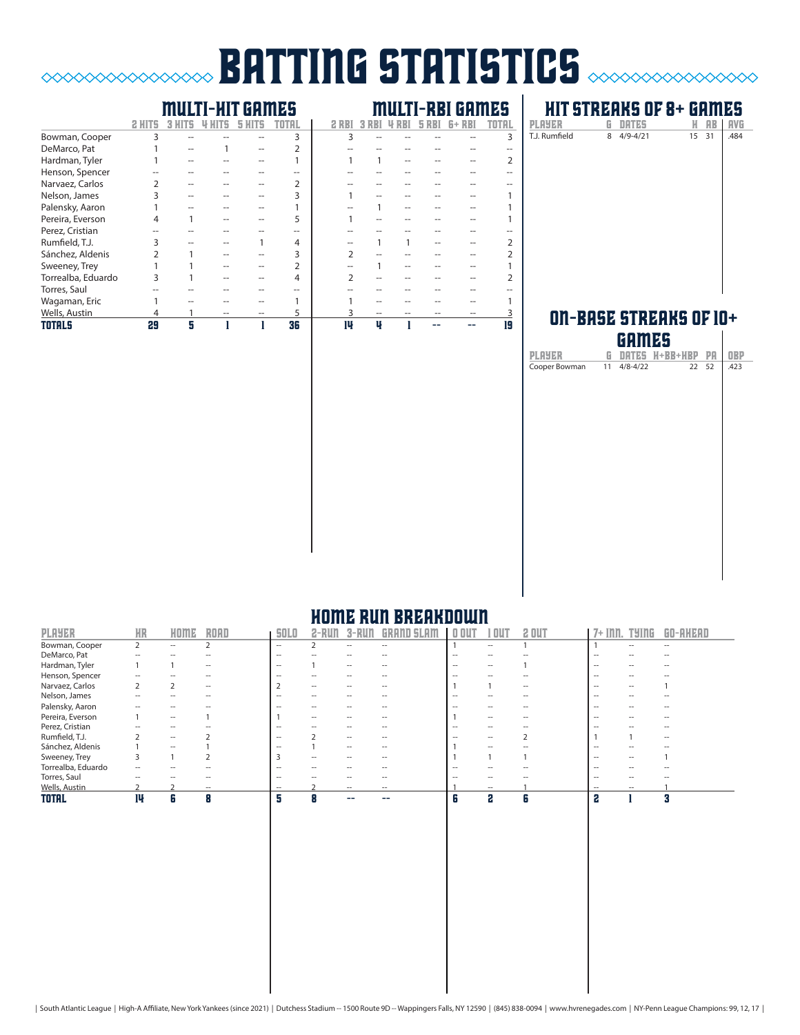# BATTING STATISTICS

## MULTI-HIT GAMES / MULTI-RBI GAMES

| | MULTI-HIT GAMES | | | | | MULTI-RBI GAMES | | | | | |
|---|---|---|---|---|---|---|---|---|---|---|---|
| | 2 HITS | 3 HITS | 4 HITS | 5 HITS | TOTAL | 2 RBI | 3 RBI | 4 RBI | 5 RBI | 6+ RBI | TOTAL |
| Bowman, Cooper | 3 | -- | -- | -- | 3 | 3 | -- | -- | -- | -- | 3 |
| DeMarco, Pat | 1 | -- | 1 | -- | 2 | -- | -- | -- | -- | -- | -- |
| Hardman, Tyler | 1 | -- | -- | -- | 1 | 1 | 1 | -- | -- | -- | 2 |
| Henson, Spencer | -- | -- | -- | -- | -- | -- | -- | -- | -- | -- | -- |
| Narvaez, Carlos | 2 | -- | -- | -- | 2 | -- | -- | -- | -- | -- | -- |
| Nelson, James | 3 | -- | -- | -- | 3 | 1 | -- | -- | -- | -- | 1 |
| Palensky, Aaron | 1 | -- | -- | -- | 1 | -- | 1 | -- | -- | -- | 1 |
| Pereira, Everson | 4 | 1 | -- | -- | 5 | 1 | -- | -- | -- | -- | 1 |
| Perez, Cristian | -- | -- | -- | -- | -- | -- | -- | -- | -- | -- | -- |
| Rumfield, T.J. | 3 | -- | -- | 1 | 4 | -- | 1 | 1 | -- | -- | 2 |
| Sánchez, Aldenis | 2 | 1 | -- | -- | 3 | 2 | -- | -- | -- | -- | 2 |
| Sweeney, Trey | 1 | 1 | -- | -- | 2 | -- | 1 | -- | -- | -- | 1 |
| Torrealba, Eduardo | 3 | 1 | -- | -- | 4 | 2 | -- | -- | -- | -- | 2 |
| Torres, Saul | -- | -- | -- | -- | -- | -- | -- | -- | -- | -- | -- |
| Wagaman, Eric | 1 | -- | -- | -- | 1 | 1 | -- | -- | -- | -- | 1 |
| Wells, Austin | 4 | 1 | -- | -- | 5 | 3 | -- | -- | -- | -- | 3 |
| **TOTALS** | **29** | **5** | **1** | **1** | **36** | **14** | **4** | **1** | **--** | **--** | **19** |

## HIT STREAKS OF 8+ GAMES

| PLAYER | G | DATES | H | AB | AVG |
|---|---|---|---|---|---|
| T.J. Rumfield | 8 | 4/9-4/21 | 15 | 31 | .484 |

## ON-BASE STREAKS OF 10+ GAMES

| PLAYER | G | DATES | H+BB+HBP | PA | OBP |
|---|---|---|---|---|---|
| Cooper Bowman | 11 | 4/8-4/22 | 22 | 52 | .423 |

## HOME RUN BREAKDOWN

| PLAYER | HR | HOME | ROAD | SOLO | 2-RUN | 3-RUN | GRAND SLAM | 0 OUT | 1 OUT | 2 OUT | 7+ INN. | TYING | GO-AHEAD |
|---|---|---|---|---|---|---|---|---|---|---|---|---|---|
| Bowman, Cooper | 2 | -- | 2 | -- | 2 | -- | -- | 1 | -- | 1 | 1 | -- | -- |
| DeMarco, Pat | -- | -- | -- | -- | -- | -- | -- | -- | -- | -- | -- | -- | -- |
| Hardman, Tyler | 1 | 1 | -- | -- | 1 | -- | -- | -- | -- | 1 | -- | -- | -- |
| Henson, Spencer | -- | -- | -- | -- | -- | -- | -- | -- | -- | -- | -- | -- | -- |
| Narvaez, Carlos | 2 | 2 | -- | 2 | -- | -- | -- | 1 | 1 | -- | -- | -- | 1 |
| Nelson, James | -- | -- | -- | -- | -- | -- | -- | -- | -- | -- | -- | -- | -- |
| Palensky, Aaron | -- | -- | -- | -- | -- | -- | -- | -- | -- | -- | -- | -- | -- |
| Pereira, Everson | 1 | -- | 1 | 1 | -- | -- | -- | 1 | -- | -- | -- | -- | -- |
| Perez, Cristian | -- | -- | -- | -- | -- | -- | -- | -- | -- | -- | -- | -- | -- |
| Rumfield, T.J. | 2 | -- | 2 | -- | 2 | -- | -- | -- | -- | 2 | 1 | 1 | -- |
| Sánchez, Aldenis | 1 | -- | 1 | -- | 1 | -- | -- | 1 | -- | -- | -- | -- | -- |
| Sweeney, Trey | 3 | 1 | 2 | 3 | -- | -- | -- | 1 | 1 | 1 | -- | -- | 1 |
| Torrealba, Eduardo | -- | -- | -- | -- | -- | -- | -- | -- | -- | -- | -- | -- | -- |
| Torres, Saul | -- | -- | -- | -- | -- | -- | -- | -- | -- | -- | -- | -- | -- |
| Wells, Austin | 2 | 2 | -- | -- | 2 | -- | -- | 1 | -- | 1 | -- | -- | 1 |
| **TOTAL** | **14** | **6** | **8** | **5** | **8** | **--** | **--** | **6** | **2** | **6** | **2** | **1** | **3** |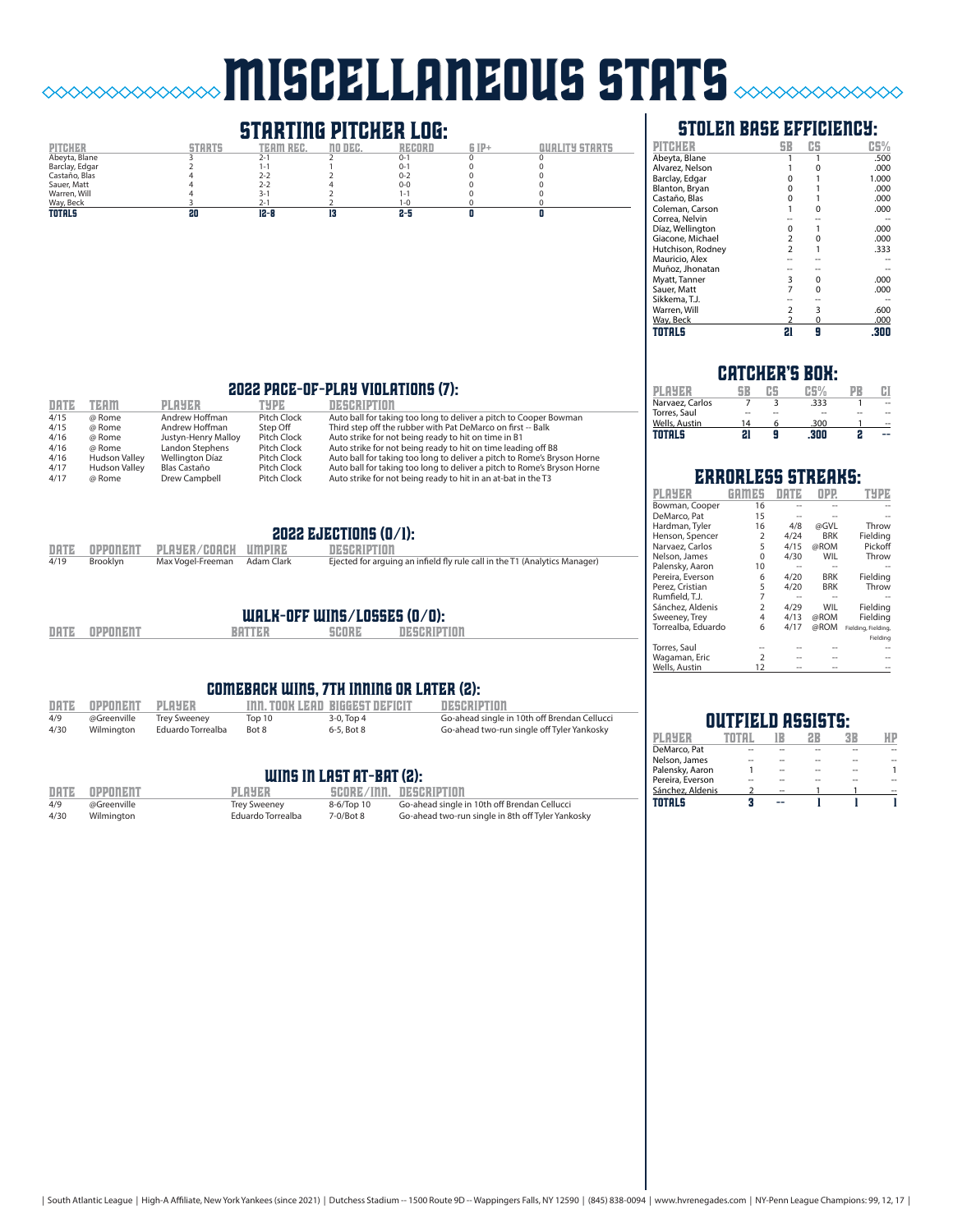# MISCELLANEOUS STATS

## STARTING PITCHER LOG:

| PITCHER | STARTS | TEAM REC. | NO DEC. | RECORD | 6 IP+ | QUALITY STARTS |
|---|---|---|---|---|---|---|
| Abeyta, Blane | 3 | 2-1 | 2 | 0-1 | 0 | 0 |
| Barclay, Edgar | 2 | 1-1 | 1 | 0-1 | 0 | 0 |
| Castaño, Blas | 4 | 2-2 | 2 | 0-2 | 0 | 0 |
| Sauer, Matt | 4 | 2-2 | 4 | 0-0 | 0 | 0 |
| Warren, Will | 4 | 3-1 | 2 | 1-1 | 0 | 0 |
| Way, Beck | 3 | 2-1 | 2 | 1-0 | 0 | 0 |
| **TOTALS** | **20** | **12-8** | **13** | **2-5** | **0** | **0** |

## 2022 PACE-OF-PLAY VIOLATIONS (7):

| DATE | TEAM | PLAYER | TYPE | DESCRIPTION |
|---|---|---|---|---|
| 4/15 | @ Rome | Andrew Hoffman | Pitch Clock | Auto ball for taking too long to deliver a pitch to Cooper Bowman |
| 4/15 | @ Rome | Andrew Hoffman | Step Off | Third step off the rubber with Pat DeMarco on first -- Balk |
| 4/16 | @ Rome | Justyn-Henry Malloy | Pitch Clock | Auto strike for not being ready to hit on time in B1 |
| 4/16 | @ Rome | Landon Stephens | Pitch Clock | Auto strike for not being ready to hit on time leading off B8 |
| 4/16 | Hudson Valley | Wellington Díaz | Pitch Clock | Auto ball for taking too long to deliver a pitch to Rome's Bryson Horne |
| 4/17 | Hudson Valley | Blas Castaño | Pitch Clock | Auto ball for taking too long to deliver a pitch to Rome's Bryson Horne |
| 4/17 | @ Rome | Drew Campbell | Pitch Clock | Auto strike for not being ready to hit in an at-bat in the T3 |

## 2022 EJECTIONS (0/1):

| DATE | OPPONENT | PLAYER/COACH | UMPIRE | DESCRIPTION |
|---|---|---|---|---|
| 4/19 | Brooklyn | Max Vogel-Freeman | Adam Clark | Ejected for arguing an infield fly rule call in the T1 (Analytics Manager) |

## WALK-OFF WINS/LOSSES (0/0):

| DATE | OPPONENT | BATTER | SCORE | DESCRIPTION |
|---|---|---|---|---|

## COMEBACK WINS, 7TH INNING OR LATER (2):

| DATE | OPPONENT | PLAYER | INN. TOOK LEAD | BIGGEST DEFICIT | DESCRIPTION |
|---|---|---|---|---|---|
| 4/9 | @Greenville | Trey Sweeney | Top 10 | 3-0, Top 4 | Go-ahead single in 10th off Brendan Cellucci |
| 4/30 | Wilmington | Eduardo Torrealba | Bot 8 | 6-5, Bot 8 | Go-ahead two-run single off Tyler Yankosky |

## WINS IN LAST AT-BAT (2):

| DATE | OPPONENT | PLAYER | SCORE/INN. | DESCRIPTION |
|---|---|---|---|---|
| 4/9 | @Greenville | Trey Sweeney | 8-6/Top 10 | Go-ahead single in 10th off Brendan Cellucci |
| 4/30 | Wilmington | Eduardo Torrealba | 7-0/Bot 8 | Go-ahead two-run single in 8th off Tyler Yankosky |

## STOLEN BASE EFFICIENCY:

| PITCHER | SB | CS | CS% |
|---|---|---|---|
| Abeyta, Blane | 1 | 1 | .500 |
| Alvarez, Nelson | 1 | 0 | .000 |
| Barclay, Edgar | 0 | 1 | 1.000 |
| Blanton, Bryan | 0 | 1 | .000 |
| Castaño, Blas | 0 | 1 | .000 |
| Coleman, Carson | 1 | 0 | .000 |
| Correa, Nelvin | -- | -- | -- |
| Díaz, Wellington | 0 | 1 | .000 |
| Giacone, Michael | 2 | 0 | .000 |
| Hutchison, Rodney | 2 | 1 | .333 |
| Mauricio, Alex | -- | -- | -- |
| Muñoz, Jhonatan | -- | -- | -- |
| Myatt, Tanner | 3 | 0 | .000 |
| Sauer, Matt | 7 | 0 | .000 |
| Sikkema, T.J. | -- | -- | -- |
| Warren, Will | 2 | 3 | .600 |
| Way, Beck | 2 | 0 | .000 |
| **TOTALS** | **21** | **9** | **.300** |

## CATCHER'S BOX:

| PLAYER | SB | CS | CS% | PB | CI |
|---|---|---|---|---|---|
| Narvaez, Carlos | 7 | 3 | .333 | 1 | -- |
| Torres, Saul | -- | -- | -- | -- | -- |
| Wells, Austin | 14 | 6 | .300 | 1 | -- |
| **TOTALS** | **21** | **9** | **.300** | **2** | **--** |

## ERRORLESS STREAKS:

| PLAYER | GAMES | DATE | OPP. | TYPE |
|---|---|---|---|---|
| Bowman, Cooper | 16 | -- | -- | -- |
| DeMarco, Pat | 15 | -- | -- | -- |
| Hardman, Tyler | 16 | 4/8 | @GVL | Throw |
| Henson, Spencer | 2 | 4/24 | BRK | Fielding |
| Narvaez, Carlos | 5 | 4/15 | @ROM | Pickoff |
| Nelson, James | 0 | 4/30 | WIL | Throw |
| Palensky, Aaron | 10 | -- | -- | -- |
| Pereira, Everson | 6 | 4/20 | BRK | Fielding |
| Perez, Cristian | 5 | 4/20 | BRK | Throw |
| Rumfield, T.J. | 7 | -- | -- | -- |
| Sánchez, Aldenis | 2 | 4/29 | WIL | Fielding |
| Sweeney, Trey | 4 | 4/13 | @ROM | Fielding |
| Torrealba, Eduardo | 6 | 4/17 | @ROM | Fielding, Fielding, Fielding |
| Torres, Saul | -- | -- | -- | -- |
| Wagaman, Eric | 2 | -- | -- | -- |
| Wells, Austin | 12 | -- | -- | -- |

## OUTFIELD ASSISTS:

| PLAYER | TOTAL | 1B | 2B | 3B | HP |
|---|---|---|---|---|---|
| DeMarco, Pat | -- | -- | -- | -- | -- |
| Nelson, James | -- | -- | -- | -- | -- |
| Palensky, Aaron | 1 | -- | -- | -- | 1 |
| Pereira, Everson | -- | -- | -- | -- | -- |
| Sánchez, Aldenis | 2 | -- | 1 | 1 | -- |
| **TOTALS** | **3** | **--** | **1** | **1** | **1** |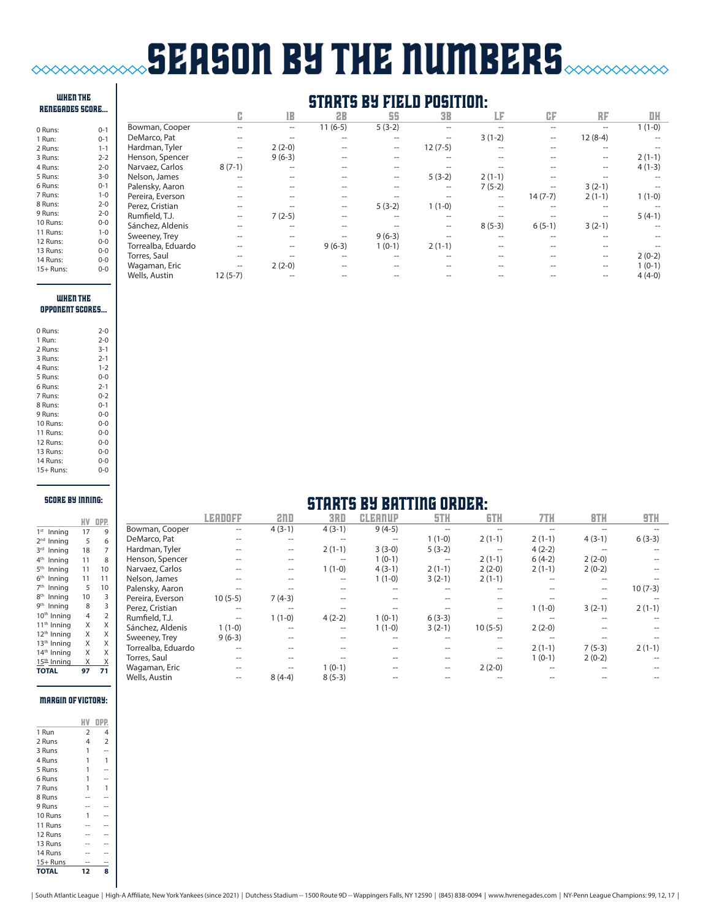# SEASON BY THE NUMBERS

### WHEN THE RENEGADES SCORE...

| | |
|---|---|
| 0 Runs: | 0-1 |
| 1 Run: | 0-1 |
| 2 Runs: | 1-1 |
| 3 Runs: | 2-2 |
| 4 Runs: | 2-0 |
| 5 Runs: | 3-0 |
| 6 Runs: | 0-1 |
| 7 Runs: | 1-0 |
| 8 Runs: | 2-0 |
| 9 Runs: | 2-0 |
| 10 Runs: | 0-0 |
| 11 Runs: | 1-0 |
| 12 Runs: | 0-0 |
| 13 Runs: | 0-0 |
| 14 Runs: | 0-0 |
| 15+ Runs: | 0-0 |

### WHEN THE OPPONENT SCORES...

| | |
|---|---|
| 0 Runs: | 2-0 |
| 1 Run: | 2-0 |
| 2 Runs: | 3-1 |
| 3 Runs: | 2-1 |
| 4 Runs: | 1-2 |
| 5 Runs: | 0-0 |
| 6 Runs: | 2-1 |
| 7 Runs: | 0-2 |
| 8 Runs: | 0-1 |
| 9 Runs: | 0-0 |
| 10 Runs: | 0-0 |
| 11 Runs: | 0-0 |
| 12 Runs: | 0-0 |
| 13 Runs: | 0-0 |
| 14 Runs: | 0-0 |
| 15+ Runs: | 0-0 |

### SCORE BY INNING:

| | HV | OPP. |
|---|---|---|
| 1st Inning | 17 | 9 |
| 2nd Inning | 5 | 6 |
| 3rd Inning | 18 | 7 |
| 4th Inning | 11 | 8 |
| 5th Inning | 11 | 10 |
| 6th Inning | 11 | 11 |
| 7th Inning | 5 | 10 |
| 8th Inning | 10 | 3 |
| 9th Inning | 8 | 3 |
| 10th Inning | 4 | 2 |
| 11th Inning | X | X |
| 12th Inning | X | X |
| 13th Inning | X | X |
| 14th Inning | X | X |
| 15th Inning | X | X |
| **TOTAL** | **97** | **71** |

### MARGIN OF VICTORY:

| | HV | OPP. |
|---|---|---|
| 1 Run | 2 | 4 |
| 2 Runs | 4 | 2 |
| 3 Runs | 1 | -- |
| 4 Runs | 1 | 1 |
| 5 Runs | 1 | -- |
| 6 Runs | 1 | -- |
| 7 Runs | 1 | 1 |
| 8 Runs | -- | -- |
| 9 Runs | -- | -- |
| 10 Runs | 1 | -- |
| 11 Runs | -- | -- |
| 12 Runs | -- | -- |
| 13 Runs | -- | -- |
| 14 Runs | -- | -- |
| 15+ Runs | -- | -- |
| **TOTAL** | **12** | **8** |

## STARTS BY FIELD POSITION:

| | C | 1B | 2B | SS | 3B | LF | CF | RF | DH |
|---|---|---|---|---|---|---|---|---|---|
| Bowman, Cooper | -- | -- | 11 (6-5) | 5 (3-2) | -- | -- | -- | -- | 1 (1-0) |
| DeMarco, Pat | -- | -- | -- | -- | -- | 3 (1-2) | -- | 12 (8-4) | -- |
| Hardman, Tyler | -- | 2 (2-0) | -- | -- | 12 (7-5) | -- | -- | -- | -- |
| Henson, Spencer | -- | 9 (6-3) | -- | -- | -- | -- | -- | -- | 2 (1-1) |
| Narvaez, Carlos | 8 (7-1) | -- | -- | -- | -- | -- | -- | -- | 4 (1-3) |
| Nelson, James | -- | -- | -- | -- | 5 (3-2) | 2 (1-1) | -- | -- | -- |
| Palensky, Aaron | -- | -- | -- | -- | -- | 7 (5-2) | -- | 3 (2-1) | -- |
| Pereira, Everson | -- | -- | -- | -- | -- | -- | 14 (7-7) | 2 (1-1) | 1 (1-0) |
| Perez, Cristian | -- | -- | -- | 5 (3-2) | 1 (1-0) | -- | -- | -- | -- |
| Rumfield, T.J. | -- | 7 (2-5) | -- | -- | -- | -- | -- | -- | 5 (4-1) |
| Sánchez, Aldenis | -- | -- | -- | -- | -- | 8 (5-3) | 6 (5-1) | 3 (2-1) | -- |
| Sweeney, Trey | -- | -- | -- | 9 (6-3) | -- | -- | -- | -- | -- |
| Torrealba, Eduardo | -- | -- | 9 (6-3) | 1 (0-1) | 2 (1-1) | -- | -- | -- | -- |
| Torres, Saul | -- | -- | -- | -- | -- | -- | -- | -- | 2 (0-2) |
| Wagaman, Eric | -- | 2 (2-0) | -- | -- | -- | -- | -- | -- | 1 (0-1) |
| Wells, Austin | 12 (5-7) | -- | -- | -- | -- | -- | -- | -- | 4 (4-0) |

## STARTS BY BATTING ORDER:

| | LEADOFF | 2ND | 3RD | CLEANUP | 5TH | 6TH | 7TH | 8TH | 9TH |
|---|---|---|---|---|---|---|---|---|---|
| Bowman, Cooper | -- | 4 (3-1) | 4 (3-1) | 9 (4-5) | -- | -- | -- | -- | -- |
| DeMarco, Pat | -- | -- | -- | -- | 1 (1-0) | 2 (1-1) | 2 (1-1) | 4 (3-1) | 6 (3-3) |
| Hardman, Tyler | -- | -- | 2 (1-1) | 3 (3-0) | 5 (3-2) | -- | 4 (2-2) | -- | -- |
| Henson, Spencer | -- | -- | -- | 1 (0-1) | -- | 2 (1-1) | 6 (4-2) | 2 (2-0) | -- |
| Narvaez, Carlos | -- | -- | 1 (1-0) | 4 (3-1) | 2 (1-1) | 2 (2-0) | 2 (1-1) | 2 (0-2) | -- |
| Nelson, James | -- | -- | -- | 1 (1-0) | 3 (2-1) | 2 (1-1) | -- | -- | -- |
| Palensky, Aaron | -- | -- | -- | -- | -- | -- | -- | -- | 10 (7-3) |
| Pereira, Everson | 10 (5-5) | 7 (4-3) | -- | -- | -- | -- | -- | -- | -- |
| Perez, Cristian | -- | -- | -- | -- | -- | -- | 1 (1-0) | 3 (2-1) | 2 (1-1) |
| Rumfield, T.J. | -- | 1 (1-0) | 4 (2-2) | 1 (0-1) | 6 (3-3) | -- | -- | -- | -- |
| Sánchez, Aldenis | 1 (1-0) | -- | -- | 1 (1-0) | 3 (2-1) | 10 (5-5) | 2 (2-0) | -- | -- |
| Sweeney, Trey | 9 (6-3) | -- | -- | -- | -- | -- | -- | -- | -- |
| Torrealba, Eduardo | -- | -- | -- | -- | -- | -- | 2 (1-1) | 7 (5-3) | 2 (1-1) |
| Torres, Saul | -- | -- | -- | -- | -- | -- | 1 (0-1) | 2 (0-2) | -- |
| Wagaman, Eric | -- | -- | 1 (0-1) | -- | -- | 2 (2-0) | -- | -- | -- |
| Wells, Austin | -- | 8 (4-4) | 8 (5-3) | -- | -- | -- | -- | -- | -- |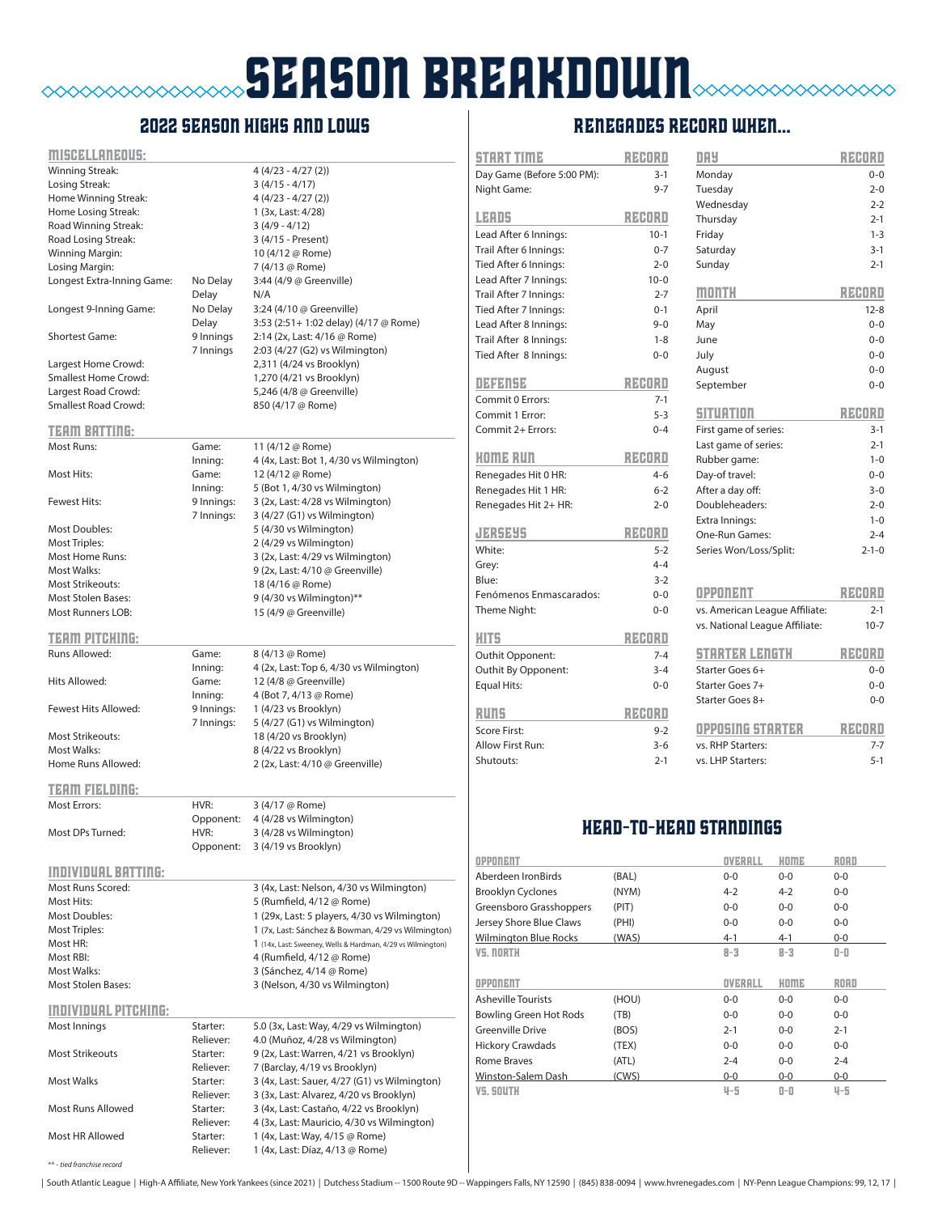# SEASON BREAKDOWN

## 2022 SEASON HIGHS AND LOWS

### MISCELLANEOUS:

| | | |
|---|---|---|
| Winning Streak: | | 4 (4/23 - 4/27 (2)) |
| Losing Streak: | | 3 (4/15 - 4/17) |
| Home Winning Streak: | | 4 (4/23 - 4/27 (2)) |
| Home Losing Streak: | | 1 (3x, Last: 4/28) |
| Road Winning Streak: | | 3 (4/9 - 4/12) |
| Road Losing Streak: | | 3 (4/15 - Present) |
| Winning Margin: | | 10 (4/12 @ Rome) |
| Losing Margin: | | 7 (4/13 @ Rome) |
| Longest Extra-Inning Game: | No Delay | 3:44 (4/9 @ Greenville) |
| | Delay | N/A |
| Longest 9-Inning Game: | No Delay | 3:24 (4/10 @ Greenville) |
| | Delay | 3:53 (2:51+ 1:02 delay) (4/17 @ Rome) |
| Shortest Game: | 9 Innings | 2:14 (2x, Last: 4/16 @ Rome) |
| | 7 Innings | 2:03 (4/27 (G2) vs Wilmington) |
| Largest Home Crowd: | | 2,311 (4/24 vs Brooklyn) |
| Smallest Home Crowd: | | 1,270 (4/21 vs Brooklyn) |
| Largest Road Crowd: | | 5,246 (4/8 @ Greenville) |
| Smallest Road Crowd: | | 850 (4/17 @ Rome) |

### TEAM BATTING:

| | | |
|---|---|---|
| Most Runs: | Game: | 11 (4/12 @ Rome) |
| | Inning: | 4 (4x, Last: Bot 1, 4/30 vs Wilmington) |
| Most Hits: | Game: | 12 (4/12 @ Rome) |
| | Inning: | 5 (Bot 1, 4/30 vs Wilmington) |
| Fewest Hits: | 9 Innings: | 3 (2x, Last: 4/28 vs Wilmington) |
| | 7 Innings: | 3 (4/27 (G1) vs Wilmington) |
| Most Doubles: | | 5 (4/30 vs Wilmington) |
| Most Triples: | | 2 (4/29 vs Wilmington) |
| Most Home Runs: | | 3 (2x, Last: 4/29 vs Wilmington) |
| Most Walks: | | 9 (2x, Last: 4/10 @ Greenville) |
| Most Strikeouts: | | 18 (4/16 @ Rome) |
| Most Stolen Bases: | | 9 (4/30 vs Wilmington)** |
| Most Runners LOB: | | 15 (4/9 @ Greenville) |

### TEAM PITCHING:

| | | |
|---|---|---|
| Runs Allowed: | Game: | 8 (4/13 @ Rome) |
| | Inning: | 4 (2x, Last: Top 6, 4/30 vs Wilmington) |
| Hits Allowed: | Game: | 12 (4/8 @ Greenville) |
| | Inning: | 4 (Bot 7, 4/13 @ Rome) |
| Fewest Hits Allowed: | 9 Innings: | 1 (4/23 vs Brooklyn) |
| | 7 Innings: | 5 (4/27 (G1) vs Wilmington) |
| Most Strikeouts: | | 18 (4/20 vs Brooklyn) |
| Most Walks: | | 8 (4/22 vs Brooklyn) |
| Home Runs Allowed: | | 2 (2x, Last: 4/10 @ Greenville) |

### TEAM FIELDING:

| | | |
|---|---|---|
| Most Errors: | HVR: | 3 (4/17 @ Rome) |
| | Opponent: | 4 (4/28 vs Wilmington) |
| Most DPs Turned: | HVR: | 3 (4/28 vs Wilmington) |
| | Opponent: | 3 (4/19 vs Brooklyn) |

### INDIVIDUAL BATTING:

| | |
|---|---|
| Most Runs Scored: | 3 (4x, Last: Nelson, 4/30 vs Wilmington) |
| Most Hits: | 5 (Rumfield, 4/12 @ Rome) |
| Most Doubles: | 1 (29x, Last: 5 players, 4/30 vs Wilmington) |
| Most Triples: | 1 (7x, Last: Sánchez & Bowman, 4/29 vs Wilmington) |
| Most HR: | 1 (14x, Last: Sweeney, Wells & Hardman, 4/29 vs Wilmington) |
| Most RBI: | 4 (Rumfield, 4/12 @ Rome) |
| Most Walks: | 3 (Sánchez, 4/14 @ Rome) |
| Most Stolen Bases: | 3 (Nelson, 4/30 vs Wilmington) |

### INDIVIDUAL PITCHING:

| | | |
|---|---|---|
| Most Innings | Starter: | 5.0 (3x, Last: Way, 4/29 vs Wilmington) |
| | Reliever: | 4.0 (Muñoz, 4/28 vs Wilmington) |
| Most Strikeouts | Starter: | 9 (2x, Last: Warren, 4/21 vs Brooklyn) |
| | Reliever: | 7 (Barclay, 4/19 vs Brooklyn) |
| Most Walks | Starter: | 3 (4x, Last: Sauer, 4/27 (G1) vs Wilmington) |
| | Reliever: | 3 (3x, Last: Alvarez, 4/20 vs Brooklyn) |
| Most Runs Allowed | Starter: | 3 (4x, Last: Castaño, 4/22 vs Brooklyn) |
| | Reliever: | 4 (3x, Last: Mauricio, 4/30 vs Wilmington) |
| Most HR Allowed | Starter: | 1 (4x, Last: Way, 4/15 @ Rome) |
| | Reliever: | 1 (4x, Last: Díaz, 4/13 @ Rome) |

*** - tied franchise record*

## RENEGADES RECORD WHEN...

| START TIME | RECORD |
|---|---|
| Day Game (Before 5:00 PM): | 3-1 |
| Night Game: | 9-7 |

| LEADS | RECORD |
|---|---|
| Lead After 6 Innings: | 10-1 |
| Trail After 6 Innings: | 0-7 |
| Tied After 6 Innings: | 2-0 |
| Lead After 7 Innings: | 10-0 |
| Trail After 7 Innings: | 2-7 |
| Tied After 7 Innings: | 0-1 |
| Lead After 8 Innings: | 9-0 |
| Trail After 8 Innings: | 1-8 |
| Tied After 8 Innings: | 0-0 |

| DEFENSE | RECORD |
|---|---|
| Commit 0 Errors: | 7-1 |
| Commit 1 Error: | 5-3 |
| Commit 2+ Errors: | 0-4 |

| HOME RUN | RECORD |
|---|---|
| Renegades Hit 0 HR: | 4-6 |
| Renegades Hit 1 HR: | 6-2 |
| Renegades Hit 2+ HR: | 2-0 |

| JERSEYS | RECORD |
|---|---|
| White: | 5-2 |
| Grey: | 4-4 |
| Blue: | 3-2 |
| Fenómenos Enmascarados: | 0-0 |
| Theme Night: | 0-0 |

| HITS | RECORD |
|---|---|
| Outhit Opponent: | 7-4 |
| Outhit By Opponent: | 3-4 |
| Equal Hits: | 0-0 |

| RUNS | RECORD |
|---|---|
| Score First: | 9-2 |
| Allow First Run: | 3-6 |
| Shutouts: | 2-1 |

| DAY | RECORD |
|---|---|
| Monday | 0-0 |
| Tuesday | 2-0 |
| Wednesday | 2-2 |
| Thursday | 2-1 |
| Friday | 1-3 |
| Saturday | 3-1 |
| Sunday | 2-1 |

| MONTH | RECORD |
|---|---|
| April | 12-8 |
| May | 0-0 |
| June | 0-0 |
| July | 0-0 |
| August | 0-0 |
| September | 0-0 |

| SITUATION | RECORD |
|---|---|
| First game of series: | 3-1 |
| Last game of series: | 2-1 |
| Rubber game: | 1-0 |
| Day-of travel: | 0-0 |
| After a day off: | 3-0 |
| Doubleheaders: | 2-0 |
| Extra Innings: | 1-0 |
| One-Run Games: | 2-4 |
| Series Won/Loss/Split: | 2-1-0 |

| OPPONENT | RECORD |
|---|---|
| vs. American League Affiliate: | 2-1 |
| vs. National League Affiliate: | 10-7 |

| STARTER LENGTH | RECORD |
|---|---|
| Starter Goes 6+ | 0-0 |
| Starter Goes 7+ | 0-0 |
| Starter Goes 8+ | 0-0 |

| OPPOSING STARTER | RECORD |
|---|---|
| vs. RHP Starters: | 7-7 |
| vs. LHP Starters: | 5-1 |

## HEAD-TO-HEAD STANDINGS

| OPPONENT | | OVERALL | HOME | ROAD |
|---|---|---|---|---|
| Aberdeen IronBirds | (BAL) | 0-0 | 0-0 | 0-0 |
| Brooklyn Cyclones | (NYM) | 4-2 | 4-2 | 0-0 |
| Greensboro Grasshoppers | (PIT) | 0-0 | 0-0 | 0-0 |
| Jersey Shore Blue Claws | (PHI) | 0-0 | 0-0 | 0-0 |
| Wilmington Blue Rocks | (WAS) | 4-1 | 4-1 | 0-0 |
| **VS. NORTH** | | **8-3** | **8-3** | **0-0** |

| OPPONENT | | OVERALL | HOME | ROAD |
|---|---|---|---|---|
| Asheville Tourists | (HOU) | 0-0 | 0-0 | 0-0 |
| Bowling Green Hot Rods | (TB) | 0-0 | 0-0 | 0-0 |
| Greenville Drive | (BOS) | 2-1 | 0-0 | 2-1 |
| Hickory Crawdads | (TEX) | 0-0 | 0-0 | 0-0 |
| Rome Braves | (ATL) | 2-4 | 0-0 | 2-4 |
| Winston-Salem Dash | (CWS) | 0-0 | 0-0 | 0-0 |
| **VS. SOUTH** | | **4-5** | **0-0** | **4-5** |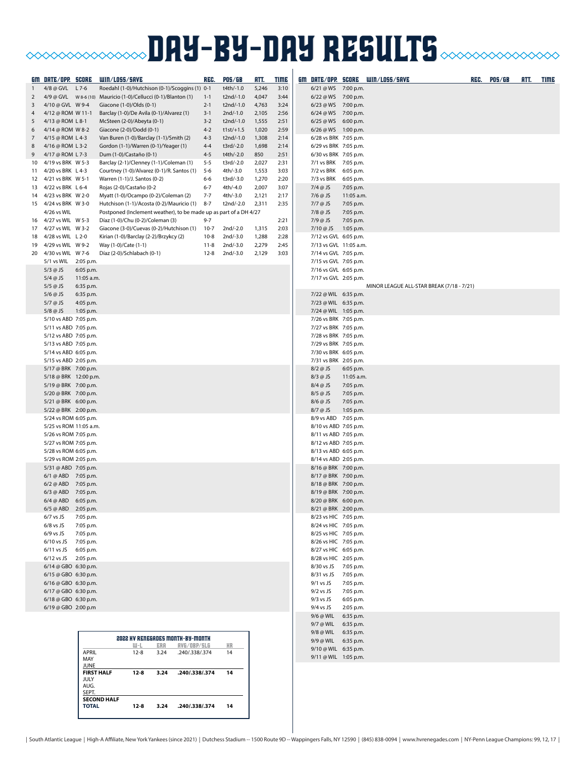# DAY-BY-DAY RESULTS

| GM | DATE/OPP. | SCORE | WIN/LOSS/SAVE | REC. | POS/GB | ATT. | TIME |
|---|---|---|---|---|---|---|---|
| 1 | 4/8 @ GVL | L 7-6 | Roedahl (1-0)/Hutchison (0-1)/Scoggins (1) | 0-1 | t4th/-1.0 | 5,246 | 3:10 |
| 2 | 4/9 @ GVL | W 8-6 (10) | Mauricio (1-0)/Cellucci (0-1)/Blanton (1) | 1-1 | t2nd/-1.0 | 4,047 | 3:44 |
| 3 | 4/10 @ GVL | W 9-4 | Giacone (1-0)/Olds (0-1) | 2-1 | t2nd/-1.0 | 4,763 | 3:24 |
| 4 | 4/12 @ ROM | W 11-1 | Barclay (1-0)/De Avila (0-1)/Alvarez (1) | 3-1 | 2nd/-1.0 | 2,105 | 2:56 |
| 5 | 4/13 @ ROM | L 8-1 | McSteen (2-0)/Abeyta (0-1) | 3-2 | t2nd/-1.0 | 1,555 | 2:51 |
| 6 | 4/14 @ ROM | W 8-2 | Giacone (2-0)/Dodd (0-1) | 4-2 | t1st/+1.5 | 1,020 | 2:59 |
| 7 | 4/15 @ ROM | L 4-3 | Van Buren (1-0)/Barclay (1-1)/Smith (2) | 4-3 | t2nd/-1.0 | 1,308 | 2:14 |
| 8 | 4/16 @ ROM | L 3-2 | Gordon (1-1)/Warren (0-1)/Yeager (1) | 4-4 | t3rd/-2.0 | 1,698 | 2:14 |
| 9 | 4/17 @ ROM | L 7-3 | Dum (1-0)/Castaño (0-1) | 4-5 | t4th/-2.0 | 850 | 2:51 |
| 10 | 4/19 vs BRK | W 5-3 | Barclay (2-1)/Clenney (1-1)/Coleman (1) | 5-5 | t3rd/-2.0 | 2,027 | 2:31 |
| 11 | 4/20 vs BRK | L 4-3 | Courtney (1-0)/Alvarez (0-1)/R. Santos (1) | 5-6 | 4th/-3.0 | 1,553 | 3:03 |
| 12 | 4/21 vs BRK | W 5-1 | Warren (1-1)/J. Santos (0-2) | 6-6 | t3rd/-3.0 | 1,270 | 2:20 |
| 13 | 4/22 vs BRK | L 6-4 | Rojas (2-0)/Castaño (0-2 | 6-7 | 4th/-4.0 | 2,007 | 3:07 |
| 14 | 4/23 vs BRK | W 2-0 | Myatt (1-0)/Ocampo (0-2)/Coleman (2) | 7-7 | 4th/-3.0 | 2,121 | 2:17 |
| 15 | 4/24 vs BRK | W 3-0 | Hutchison (1-1)/Acosta (0-2)/Mauricio (1) | 8-7 | t2nd/-2.0 | 2,311 | 2:35 |
| | 4/26 vs WIL | | Postponed (Inclement weather), to be made up as part of a DH 4/27 | | | | |
| 16 | 4/27 vs WIL | W 5-3 | Díaz (1-0)/Chu (0-2)/Coleman (3) | 9-7 | | | 2:21 |
| 17 | 4/27 vs WIL | W 3-2 | Giacone (3-0)/Cuevas (0-2)/Hutchison (1) | 10-7 | 2nd/-2.0 | 1,315 | 2:03 |
| 18 | 4/28 vs WIL | L 2-0 | Kirian (1-0)/Barclay (2-2)/Brzykcy (2) | 10-8 | 2nd/-3.0 | 1,288 | 2:28 |
| 19 | 4/29 vs WIL | W 9-2 | Way (1-0)/Cate (1-1) | 11-8 | 2nd/-3.0 | 2,279 | 2:45 |
| 20 | 4/30 vs WIL | W 7-6 | Díaz (2-0)/Schlabach (0-1) | 12-8 | 2nd/-3.0 | 2,129 | 3:03 |
| | 5/1 vs WIL | 2:05 p.m. | | | | | |
| | 5/3 @ JS | 6:05 p.m. | | | | | |
| | 5/4 @ JS | 11:05 a.m. | | | | | |
| | 5/5 @ JS | 6:35 p.m. | | | | | |
| | 5/6 @ JS | 6:35 p.m. | | | | | |
| | 5/7 @ JS | 4:05 p.m. | | | | | |
| | 5/8 @ JS | 1:05 p.m. | | | | | |
| | 5/10 vs ABD | 7:05 p.m. | | | | | |
| | 5/11 vs ABD | 7:05 p.m. | | | | | |
| | 5/12 vs ABD | 7:05 p.m. | | | | | |
| | 5/13 vs ABD | 7:05 p.m. | | | | | |
| | 5/14 vs ABD | 6:05 p.m. | | | | | |
| | 5/15 vs ABD | 2:05 p.m. | | | | | |
| | 5/17 @ BRK | 7:00 p.m. | | | | | |
| | 5/18 @ BRK | 12:00 p.m. | | | | | |
| | 5/19 @ BRK | 7:00 p.m. | | | | | |
| | 5/20 @ BRK | 7:00 p.m. | | | | | |
| | 5/21 @ BRK | 6:00 p.m. | | | | | |
| | 5/22 @ BRK | 2:00 p.m. | | | | | |
| | 5/24 vs ROM | 6:05 p.m. | | | | | |
| | 5/25 vs ROM | 11:05 a.m. | | | | | |
| | 5/26 vs ROM | 7:05 p.m. | | | | | |
| | 5/27 vs ROM | 7:05 p.m. | | | | | |
| | 5/28 vs ROM | 6:05 p.m. | | | | | |
| | 5/29 vs ROM | 2:05 p.m. | | | | | |
| | 5/31 @ ABD | 7:05 p.m. | | | | | |
| | 6/1 @ ABD | 7:05 p.m. | | | | | |
| | 6/2 @ ABD | 7:05 p.m. | | | | | |
| | 6/3 @ ABD | 7:05 p.m. | | | | | |
| | 6/4 @ ABD | 6:05 p.m. | | | | | |
| | 6/5 @ ABD | 2:05 p.m. | | | | | |
| | 6/7 vs JS | 7:05 p.m. | | | | | |
| | 6/8 vs JS | 7:05 p.m. | | | | | |
| | 6/9 vs JS | 7:05 p.m. | | | | | |
| | 6/10 vs JS | 7:05 p.m. | | | | | |
| | 6/11 vs JS | 6:05 p.m. | | | | | |
| | 6/12 vs JS | 2:05 p.m. | | | | | |
| | 6/14 @ GBO | 6:30 p.m. | | | | | |
| | 6/15 @ GBO | 6:30 p.m. | | | | | |
| | 6/16 @ GBO | 6:30 p.m. | | | | | |
| | 6/17 @ GBO | 6:30 p.m. | | | | | |
| | 6/18 @ GBO | 6:30 p.m. | | | | | |
| | 6/19 @ GBO | 2:00 p.m | | | | | |

| GM | DATE/OPP. | SCORE | WIN/LOSS/SAVE | REC. | POS/GB | ATT. | TIME |
|---|---|---|---|---|---|---|---|
| | 6/21 @ WS | 7:00 p.m. | | | | | |
| | 6/22 @ WS | 7:00 p.m. | | | | | |
| | 6/23 @ WS | 7:00 p.m. | | | | | |
| | 6/24 @ WS | 7:00 p.m. | | | | | |
| | 6/25 @ WS | 6:00 p.m. | | | | | |
| | 6/26 @ WS | 1:00 p.m. | | | | | |
| | 6/28 vs BRK | 7:05 p.m. | | | | | |
| | 6/29 vs BRK | 7:05 p.m. | | | | | |
| | 6/30 vs BRK | 7:05 p.m. | | | | | |
| | 7/1 vs BRK | 7:05 p.m. | | | | | |
| | 7/2 vs BRK | 6:05 p.m. | | | | | |
| | 7/3 vs BRK | 6:05 p.m. | | | | | |
| | 7/4 @ JS | 7:05 p.m. | | | | | |
| | 7/6 @ JS | 11:05 a.m. | | | | | |
| | 7/7 @ JS | 7:05 p.m. | | | | | |
| | 7/8 @ JS | 7:05 p.m. | | | | | |
| | 7/9 @ JS | 7:05 p.m. | | | | | |
| | 7/10 @ JS | 1:05 p.m. | | | | | |
| | 7/12 vs GVL | 6:05 p.m. | | | | | |
| | 7/13 vs GVL | 11:05 a.m. | | | | | |
| | 7/14 vs GVL | 7:05 p.m. | | | | | |
| | 7/15 vs GVL | 7:05 p.m. | | | | | |
| | 7/16 vs GVL | 6:05 p.m. | | | | | |
| | 7/17 vs GVL | 2:05 p.m. | | | | | |
| | | | MINOR LEAGUE ALL-STAR BREAK (7/18 - 7/21) | | | | |
| | 7/22 @ WIL | 6:35 p.m. | | | | | |
| | 7/23 @ WIL | 6:35 p.m. | | | | | |
| | 7/24 @ WIL | 1:05 p.m. | | | | | |
| | 7/26 vs BRK | 7:05 p.m. | | | | | |
| | 7/27 vs BRK | 7:05 p.m. | | | | | |
| | 7/28 vs BRK | 7:05 p.m. | | | | | |
| | 7/29 vs BRK | 7:05 p.m. | | | | | |
| | 7/30 vs BRK | 6:05 p.m. | | | | | |
| | 7/31 vs BRK | 2:05 p.m. | | | | | |
| | 8/2 @ JS | 6:05 p.m. | | | | | |
| | 8/3 @ JS | 11:05 a.m. | | | | | |
| | 8/4 @ JS | 7:05 p.m. | | | | | |
| | 8/5 @ JS | 7:05 p.m. | | | | | |
| | 8/6 @ JS | 7:05 p.m. | | | | | |
| | 8/7 @ JS | 1:05 p.m. | | | | | |
| | 8/9 vs ABD | 7:05 p.m. | | | | | |
| | 8/10 vs ABD | 7:05 p.m. | | | | | |
| | 8/11 vs ABD | 7:05 p.m. | | | | | |
| | 8/12 vs ABD | 7:05 p.m. | | | | | |
| | 8/13 vs ABD | 6:05 p.m. | | | | | |
| | 8/14 vs ABD | 2:05 p.m. | | | | | |
| | 8/16 @ BRK | 7:00 p.m. | | | | | |
| | 8/17 @ BRK | 7:00 p.m. | | | | | |
| | 8/18 @ BRK | 7:00 p.m. | | | | | |
| | 8/19 @ BRK | 7:00 p.m. | | | | | |
| | 8/20 @ BRK | 6:00 p.m. | | | | | |
| | 8/21 @ BRK | 2:00 p.m. | | | | | |
| | 8/23 vs HIC | 7:05 p.m. | | | | | |
| | 8/24 vs HIC | 7:05 p.m. | | | | | |
| | 8/25 vs HIC | 7:05 p.m. | | | | | |
| | 8/26 vs HIC | 7:05 p.m. | | | | | |
| | 8/27 vs HIC | 6:05 p.m. | | | | | |
| | 8/28 vs HIC | 2:05 p.m. | | | | | |
| | 8/30 vs JS | 7:05 p.m. | | | | | |
| | 8/31 vs JS | 7:05 p.m. | | | | | |
| | 9/1 vs JS | 7:05 p.m. | | | | | |
| | 9/2 vs JS | 7:05 p.m. | | | | | |
| | 9/3 vs JS | 6:05 p.m. | | | | | |
| | 9/4 vs JS | 2:05 p.m. | | | | | |
| | 9/6 @ WIL | 6:35 p.m. | | | | | |
| | 9/7 @ WIL | 6:35 p.m. | | | | | |
| | 9/8 @ WIL | 6:35 p.m. | | | | | |
| | 9/9 @ WIL | 6:35 p.m. | | | | | |
| | 9/10 @ WIL | 6:35 p.m. | | | | | |
| | 9/11 @ WIL | 1:05 p.m. | | | | | |

### 2022 HV RENEGADES MONTH-BY-MONTH

| | W-L | ERA | AVG/OBP/SLG | HR |
|---|---|---|---|---|
| APRIL | 12-8 | 3.24 | .240/.338/.374 | 14 |
| MAY | | | | |
| JUNE | | | | |
| **FIRST HALF** | **12-8** | **3.24** | **.240/.338/.374** | **14** |
| JULY | | | | |
| AUG. | | | | |
| SEPT. | | | | |
| **SECOND HALF** | | | | |
| **TOTAL** | **12-8** | **3.24** | **.240/.338/.374** | **14** |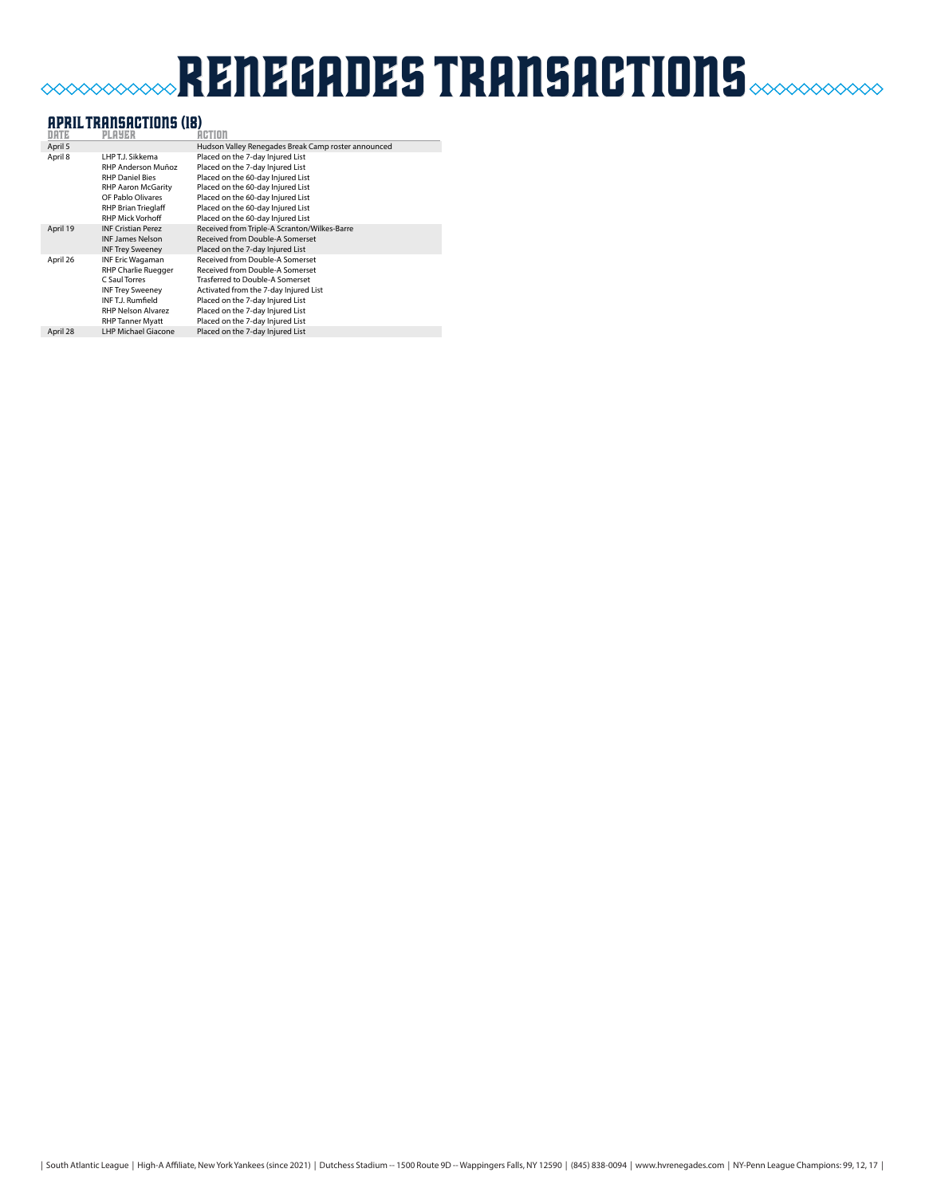# RENEGADES TRANSACTIONS

## APRIL TRANSACTIONS (18)

| DATE | PLAYER | ACTION |
|---|---|---|
| April 5 | | Hudson Valley Renegades Break Camp roster announced |
| April 8 | LHP T.J. Sikkema | Placed on the 7-day Injured List |
| | RHP Anderson Muñoz | Placed on the 7-day Injured List |
| | RHP Daniel Bies | Placed on the 60-day Injured List |
| | RHP Aaron McGarity | Placed on the 60-day Injured List |
| | OF Pablo Olivares | Placed on the 60-day Injured List |
| | RHP Brian Trieglaff | Placed on the 60-day Injured List |
| | RHP Mick Vorhoff | Placed on the 60-day Injured List |
| April 19 | INF Cristian Perez | Received from Triple-A Scranton/Wilkes-Barre |
| | INF James Nelson | Received from Double-A Somerset |
| | INF Trey Sweeney | Placed on the 7-day Injured List |
| April 26 | INF Eric Wagaman | Received from Double-A Somerset |
| | RHP Charlie Ruegger | Received from Double-A Somerset |
| | C Saul Torres | Trasferred to Double-A Somerset |
| | INF Trey Sweeney | Activated from the 7-day Injured List |
| | INF T.J. Rumfield | Placed on the 7-day Injured List |
| | RHP Nelson Alvarez | Placed on the 7-day Injured List |
| | RHP Tanner Myatt | Placed on the 7-day Injured List |
| April 28 | LHP Michael Giacone | Placed on the 7-day Injured List |